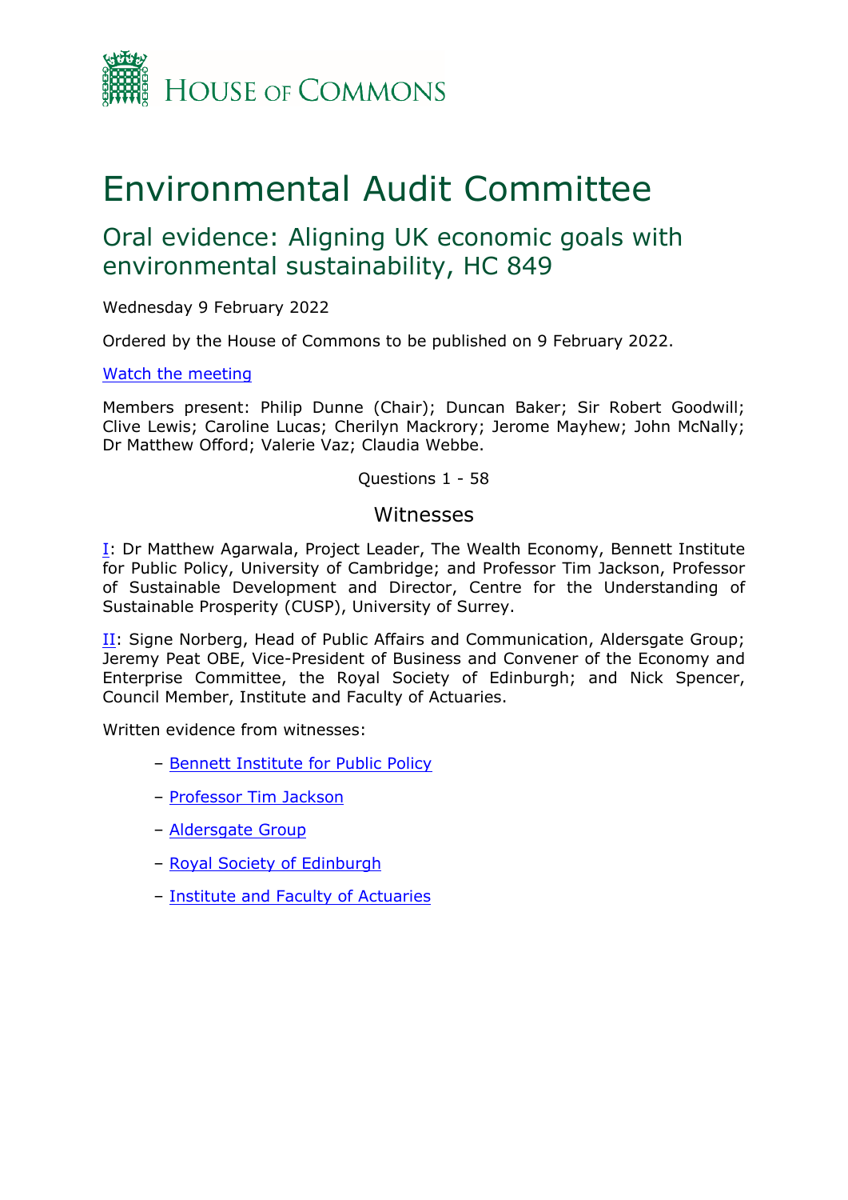HOUSE OF COMMONS

# Environmental Audit Committee

## Oral evidence: Aligning UK economic goals with environmental sustainability, HC 849

Wednesday 9 February 2022

Ordered by the House of Commons to be published on 9 February 2022.

Watch the meeting

Members present: Philip Dunne (Chair); Duncan Baker; Sir Robert Goodwill; Clive Lewis; Caroline Lucas; Cherilyn Mackrory; Jerome Mayhew; John McNally; Dr Matthew Offord; Valerie Vaz; Claudia Webbe.

Questions 1 - 58

### Witnesses

I: Dr Matthew Agarwala, Project Leader, The Wealth Economy, Bennett Institute for Public Policy, University of Cambridge; and Professor Tim Jackson, Professor of Sustainable Development and Director, Centre for the Understanding of Sustainable Prosperity (CUSP), University of Surrey.

II: Signe Norberg, Head of Public Affairs and Communication, Aldersgate Group; Jeremy Peat OBE, Vice-President of Business and Convener of the Economy and Enterprise Committee, the Royal Society of Edinburgh; and Nick Spencer, Council Member, Institute and Faculty of Actuaries.

Written evidence from witnesses:

- Bennett Institute for Public Policy
- Professor Tim Jackson
- Aldersgate Group
- Royal Society of Edinburgh
- Institute and Faculty of Actuaries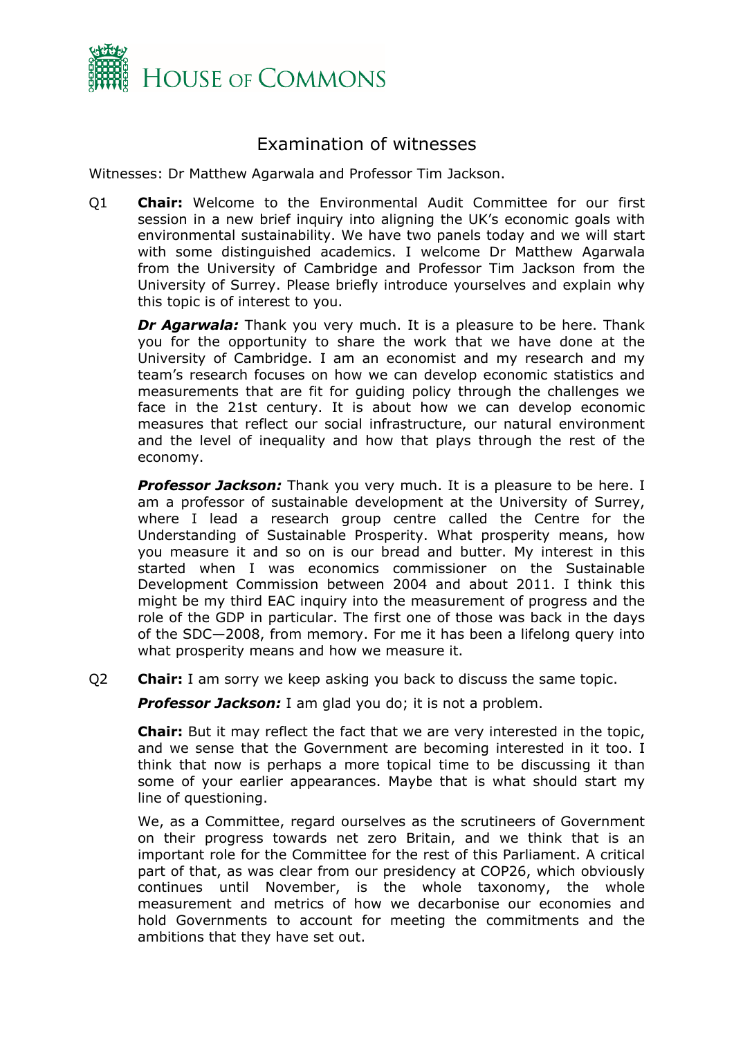# Examination of witnesses

Witnesses: Dr Matthew Agarwala and Professor Tim Jackson.

Q1 **Chair:** Welcome to the Environmental Audit Committee for our first session in a new brief inquiry into aligning the UK's economic goals with environmental sustainability. We have two panels today and we will start with some distinguished academics. I welcome Dr Matthew Agarwala from the University of Cambridge and Professor Tim Jackson from the University of Surrey. Please briefly introduce yourselves and explain why this topic is of interest to you.

***Dr Agarwala:*** Thank you very much. It is a pleasure to be here. Thank you for the opportunity to share the work that we have done at the University of Cambridge. I am an economist and my research and my team's research focuses on how we can develop economic statistics and measurements that are fit for guiding policy through the challenges we face in the 21st century. It is about how we can develop economic measures that reflect our social infrastructure, our natural environment and the level of inequality and how that plays through the rest of the economy.

***Professor Jackson:*** Thank you very much. It is a pleasure to be here. I am a professor of sustainable development at the University of Surrey, where I lead a research group centre called the Centre for the Understanding of Sustainable Prosperity. What prosperity means, how you measure it and so on is our bread and butter. My interest in this started when I was economics commissioner on the Sustainable Development Commission between 2004 and about 2011. I think this might be my third EAC inquiry into the measurement of progress and the role of the GDP in particular. The first one of those was back in the days of the SDC—2008, from memory. For me it has been a lifelong query into what prosperity means and how we measure it.

Q2 **Chair:** I am sorry we keep asking you back to discuss the same topic.

***Professor Jackson:*** I am glad you do; it is not a problem.

**Chair:** But it may reflect the fact that we are very interested in the topic, and we sense that the Government are becoming interested in it too. I think that now is perhaps a more topical time to be discussing it than some of your earlier appearances. Maybe that is what should start my line of questioning.

We, as a Committee, regard ourselves as the scrutineers of Government on their progress towards net zero Britain, and we think that is an important role for the Committee for the rest of this Parliament. A critical part of that, as was clear from our presidency at COP26, which obviously continues until November, is the whole taxonomy, the whole measurement and metrics of how we decarbonise our economies and hold Governments to account for meeting the commitments and the ambitions that they have set out.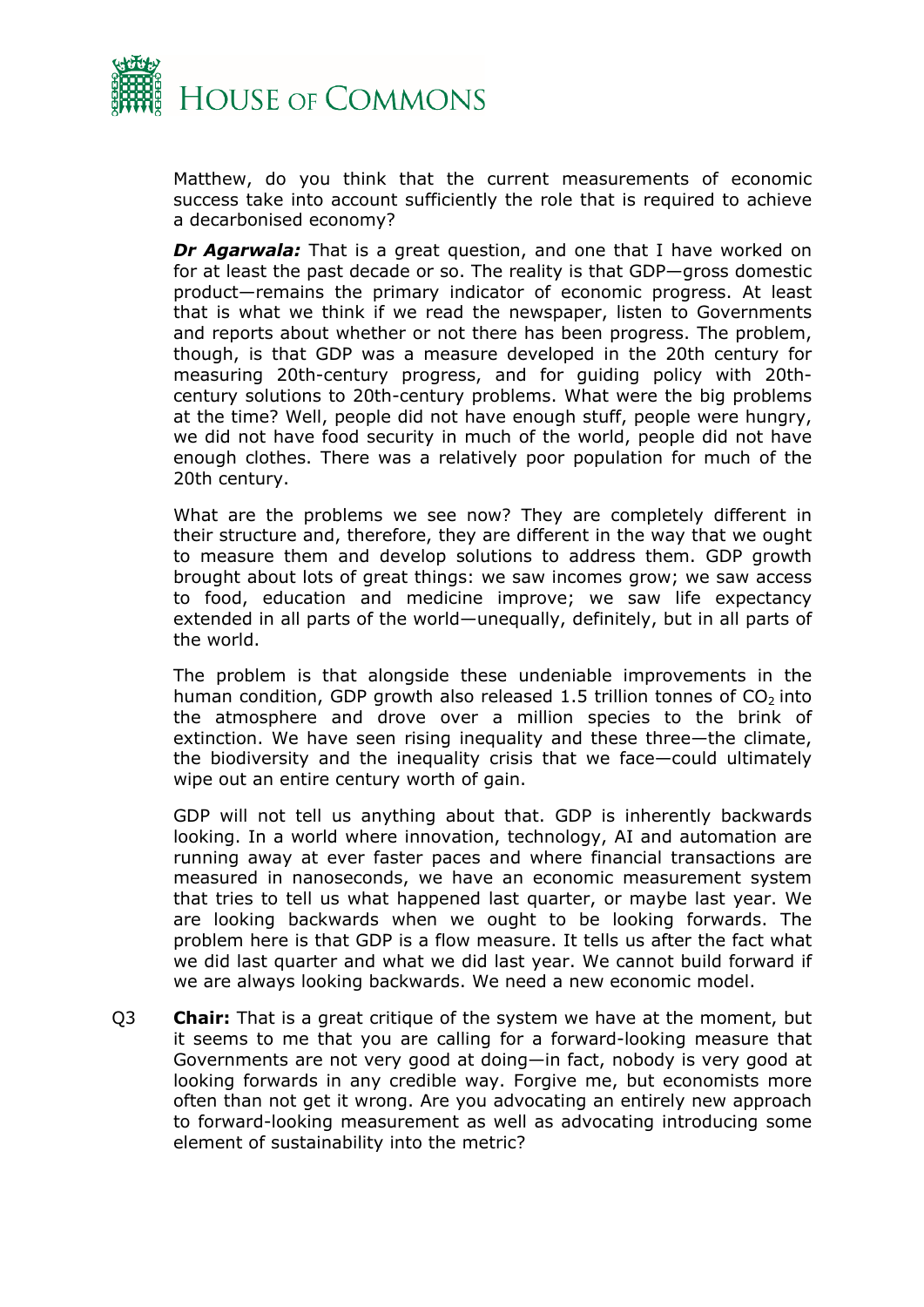Matthew, do you think that the current measurements of economic success take into account sufficiently the role that is required to achieve a decarbonised economy?

***Dr Agarwala:*** That is a great question, and one that I have worked on for at least the past decade or so. The reality is that GDP—gross domestic product—remains the primary indicator of economic progress. At least that is what we think if we read the newspaper, listen to Governments and reports about whether or not there has been progress. The problem, though, is that GDP was a measure developed in the 20th century for measuring 20th-century progress, and for guiding policy with 20th-century solutions to 20th-century problems. What were the big problems at the time? Well, people did not have enough stuff, people were hungry, we did not have food security in much of the world, people did not have enough clothes. There was a relatively poor population for much of the 20th century.

What are the problems we see now? They are completely different in their structure and, therefore, they are different in the way that we ought to measure them and develop solutions to address them. GDP growth brought about lots of great things: we saw incomes grow; we saw access to food, education and medicine improve; we saw life expectancy extended in all parts of the world—unequally, definitely, but in all parts of the world.

The problem is that alongside these undeniable improvements in the human condition, GDP growth also released 1.5 trillion tonnes of $CO_2$ into the atmosphere and drove over a million species to the brink of extinction. We have seen rising inequality and these three—the climate, the biodiversity and the inequality crisis that we face—could ultimately wipe out an entire century worth of gain.

GDP will not tell us anything about that. GDP is inherently backwards looking. In a world where innovation, technology, AI and automation are running away at ever faster paces and where financial transactions are measured in nanoseconds, we have an economic measurement system that tries to tell us what happened last quarter, or maybe last year. We are looking backwards when we ought to be looking forwards. The problem here is that GDP is a flow measure. It tells us after the fact what we did last quarter and what we did last year. We cannot build forward if we are always looking backwards. We need a new economic model.

Q3 **Chair:** That is a great critique of the system we have at the moment, but it seems to me that you are calling for a forward-looking measure that Governments are not very good at doing—in fact, nobody is very good at looking forwards in any credible way. Forgive me, but economists more often than not get it wrong. Are you advocating an entirely new approach to forward-looking measurement as well as advocating introducing some element of sustainability into the metric?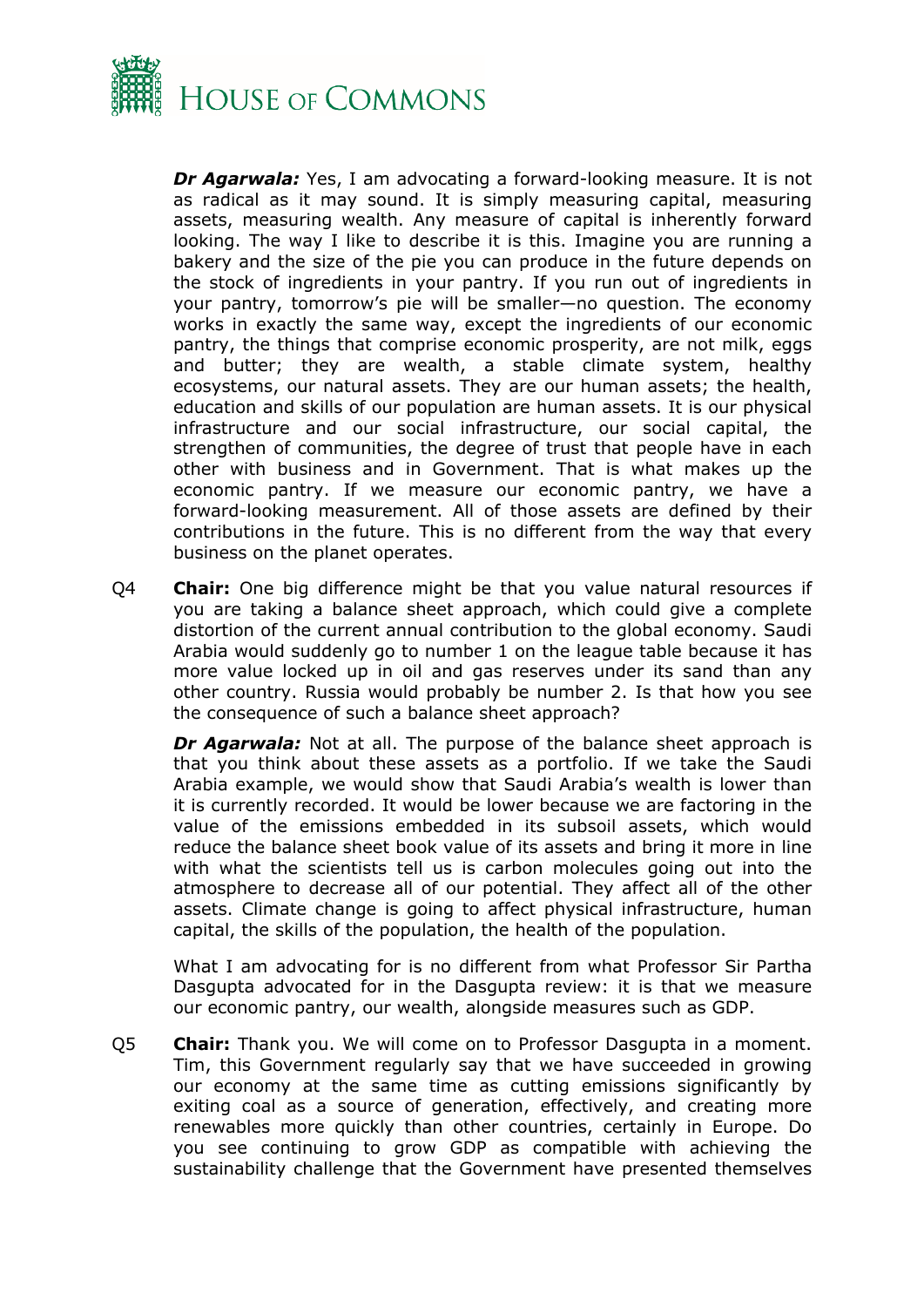***Dr Agarwala:*** Yes, I am advocating a forward-looking measure. It is not as radical as it may sound. It is simply measuring capital, measuring assets, measuring wealth. Any measure of capital is inherently forward looking. The way I like to describe it is this. Imagine you are running a bakery and the size of the pie you can produce in the future depends on the stock of ingredients in your pantry. If you run out of ingredients in your pantry, tomorrow's pie will be smaller—no question. The economy works in exactly the same way, except the ingredients of our economic pantry, the things that comprise economic prosperity, are not milk, eggs and butter; they are wealth, a stable climate system, healthy ecosystems, our natural assets. They are our human assets; the health, education and skills of our population are human assets. It is our physical infrastructure and our social infrastructure, our social capital, the strengthen of communities, the degree of trust that people have in each other with business and in Government. That is what makes up the economic pantry. If we measure our economic pantry, we have a forward-looking measurement. All of those assets are defined by their contributions in the future. This is no different from the way that every business on the planet operates.

Q4 **Chair:** One big difference might be that you value natural resources if you are taking a balance sheet approach, which could give a complete distortion of the current annual contribution to the global economy. Saudi Arabia would suddenly go to number 1 on the league table because it has more value locked up in oil and gas reserves under its sand than any other country. Russia would probably be number 2. Is that how you see the consequence of such a balance sheet approach?

***Dr Agarwala:*** Not at all. The purpose of the balance sheet approach is that you think about these assets as a portfolio. If we take the Saudi Arabia example, we would show that Saudi Arabia's wealth is lower than it is currently recorded. It would be lower because we are factoring in the value of the emissions embedded in its subsoil assets, which would reduce the balance sheet book value of its assets and bring it more in line with what the scientists tell us is carbon molecules going out into the atmosphere to decrease all of our potential. They affect all of the other assets. Climate change is going to affect physical infrastructure, human capital, the skills of the population, the health of the population.

What I am advocating for is no different from what Professor Sir Partha Dasgupta advocated for in the Dasgupta review: it is that we measure our economic pantry, our wealth, alongside measures such as GDP.

Q5 **Chair:** Thank you. We will come on to Professor Dasgupta in a moment. Tim, this Government regularly say that we have succeeded in growing our economy at the same time as cutting emissions significantly by exiting coal as a source of generation, effectively, and creating more renewables more quickly than other countries, certainly in Europe. Do you see continuing to grow GDP as compatible with achieving the sustainability challenge that the Government have presented themselves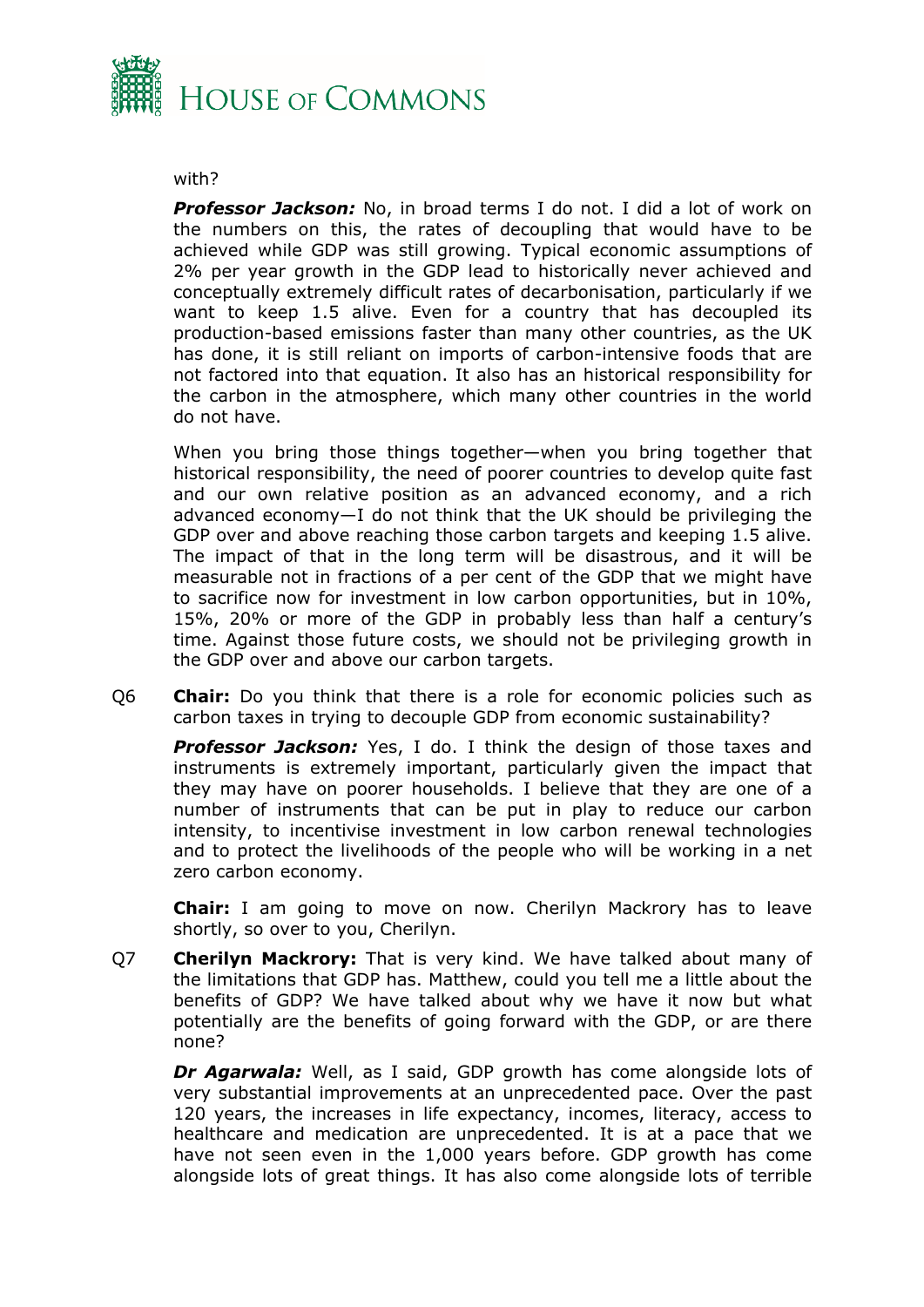with?

***Professor Jackson:*** No, in broad terms I do not. I did a lot of work on the numbers on this, the rates of decoupling that would have to be achieved while GDP was still growing. Typical economic assumptions of 2% per year growth in the GDP lead to historically never achieved and conceptually extremely difficult rates of decarbonisation, particularly if we want to keep 1.5 alive. Even for a country that has decoupled its production-based emissions faster than many other countries, as the UK has done, it is still reliant on imports of carbon-intensive foods that are not factored into that equation. It also has an historical responsibility for the carbon in the atmosphere, which many other countries in the world do not have.

When you bring those things together—when you bring together that historical responsibility, the need of poorer countries to develop quite fast and our own relative position as an advanced economy, and a rich advanced economy—I do not think that the UK should be privileging the GDP over and above reaching those carbon targets and keeping 1.5 alive. The impact of that in the long term will be disastrous, and it will be measurable not in fractions of a per cent of the GDP that we might have to sacrifice now for investment in low carbon opportunities, but in 10%, 15%, 20% or more of the GDP in probably less than half a century's time. Against those future costs, we should not be privileging growth in the GDP over and above our carbon targets.

Q6 **Chair:** Do you think that there is a role for economic policies such as carbon taxes in trying to decouple GDP from economic sustainability?

***Professor Jackson:*** Yes, I do. I think the design of those taxes and instruments is extremely important, particularly given the impact that they may have on poorer households. I believe that they are one of a number of instruments that can be put in play to reduce our carbon intensity, to incentivise investment in low carbon renewal technologies and to protect the livelihoods of the people who will be working in a net zero carbon economy.

**Chair:** I am going to move on now. Cherilyn Mackrory has to leave shortly, so over to you, Cherilyn.

Q7 **Cherilyn Mackrory:** That is very kind. We have talked about many of the limitations that GDP has. Matthew, could you tell me a little about the benefits of GDP? We have talked about why we have it now but what potentially are the benefits of going forward with the GDP, or are there none?

***Dr Agarwala:*** Well, as I said, GDP growth has come alongside lots of very substantial improvements at an unprecedented pace. Over the past 120 years, the increases in life expectancy, incomes, literacy, access to healthcare and medication are unprecedented. It is at a pace that we have not seen even in the 1,000 years before. GDP growth has come alongside lots of great things. It has also come alongside lots of terrible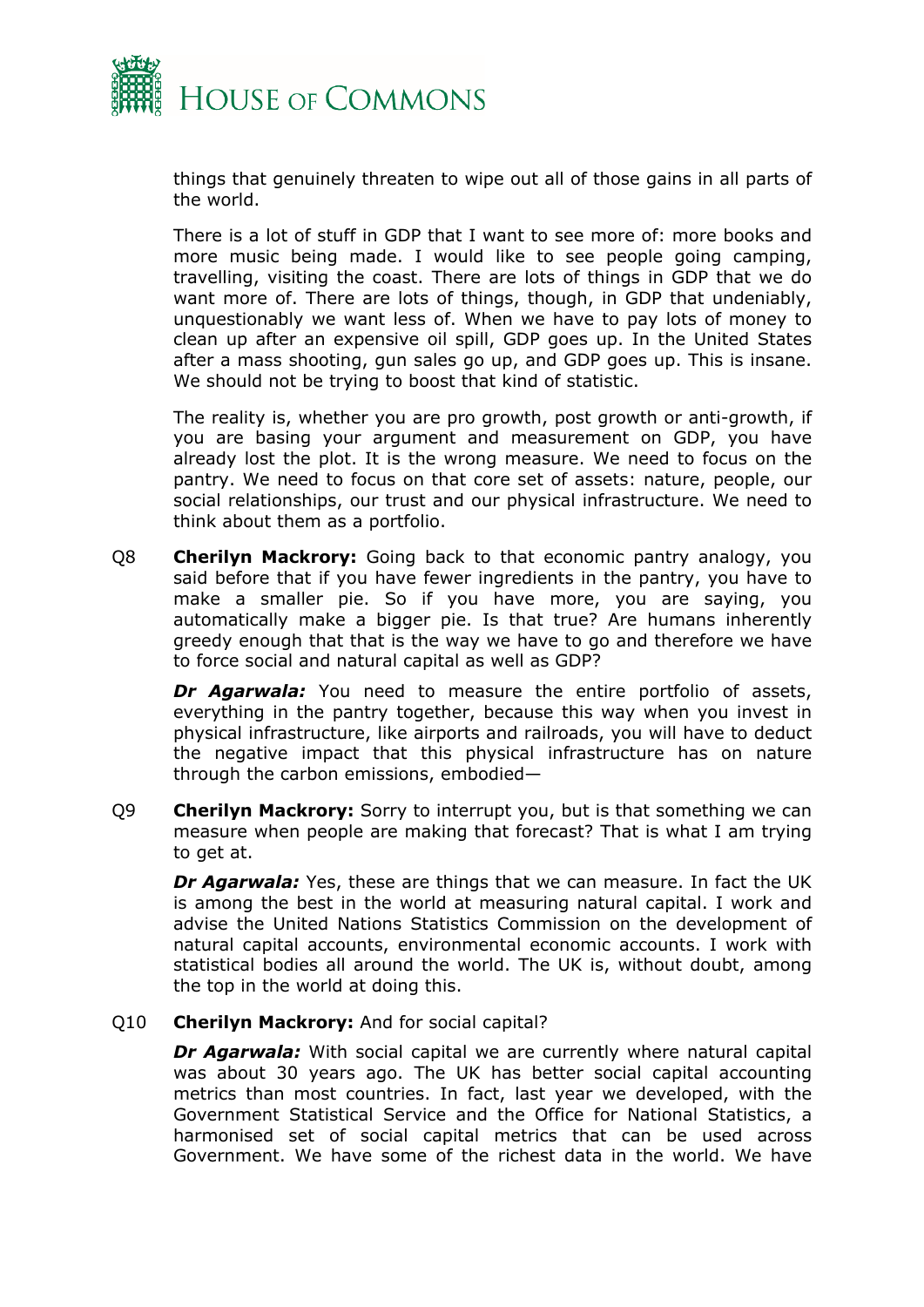things that genuinely threaten to wipe out all of those gains in all parts of the world.

There is a lot of stuff in GDP that I want to see more of: more books and more music being made. I would like to see people going camping, travelling, visiting the coast. There are lots of things in GDP that we do want more of. There are lots of things, though, in GDP that undeniably, unquestionably we want less of. When we have to pay lots of money to clean up after an expensive oil spill, GDP goes up. In the United States after a mass shooting, gun sales go up, and GDP goes up. This is insane. We should not be trying to boost that kind of statistic.

The reality is, whether you are pro growth, post growth or anti-growth, if you are basing your argument and measurement on GDP, you have already lost the plot. It is the wrong measure. We need to focus on the pantry. We need to focus on that core set of assets: nature, people, our social relationships, our trust and our physical infrastructure. We need to think about them as a portfolio.

Q8 **Cherilyn Mackrory:** Going back to that economic pantry analogy, you said before that if you have fewer ingredients in the pantry, you have to make a smaller pie. So if you have more, you are saying, you automatically make a bigger pie. Is that true? Are humans inherently greedy enough that that is the way we have to go and therefore we have to force social and natural capital as well as GDP?

***Dr Agarwala:*** You need to measure the entire portfolio of assets, everything in the pantry together, because this way when you invest in physical infrastructure, like airports and railroads, you will have to deduct the negative impact that this physical infrastructure has on nature through the carbon emissions, embodied—

Q9 **Cherilyn Mackrory:** Sorry to interrupt you, but is that something we can measure when people are making that forecast? That is what I am trying to get at.

***Dr Agarwala:*** Yes, these are things that we can measure. In fact the UK is among the best in the world at measuring natural capital. I work and advise the United Nations Statistics Commission on the development of natural capital accounts, environmental economic accounts. I work with statistical bodies all around the world. The UK is, without doubt, among the top in the world at doing this.

Q10 **Cherilyn Mackrory:** And for social capital?

***Dr Agarwala:*** With social capital we are currently where natural capital was about 30 years ago. The UK has better social capital accounting metrics than most countries. In fact, last year we developed, with the Government Statistical Service and the Office for National Statistics, a harmonised set of social capital metrics that can be used across Government. We have some of the richest data in the world. We have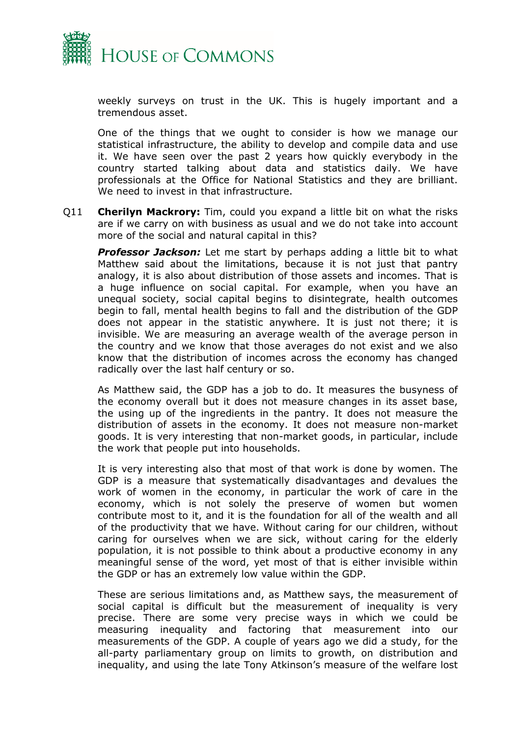weekly surveys on trust in the UK. This is hugely important and a tremendous asset.

One of the things that we ought to consider is how we manage our statistical infrastructure, the ability to develop and compile data and use it. We have seen over the past 2 years how quickly everybody in the country started talking about data and statistics daily. We have professionals at the Office for National Statistics and they are brilliant. We need to invest in that infrastructure.

Q11 **Cherilyn Mackrory:** Tim, could you expand a little bit on what the risks are if we carry on with business as usual and we do not take into account more of the social and natural capital in this?

***Professor Jackson:*** Let me start by perhaps adding a little bit to what Matthew said about the limitations, because it is not just that pantry analogy, it is also about distribution of those assets and incomes. That is a huge influence on social capital. For example, when you have an unequal society, social capital begins to disintegrate, health outcomes begin to fall, mental health begins to fall and the distribution of the GDP does not appear in the statistic anywhere. It is just not there; it is invisible. We are measuring an average wealth of the average person in the country and we know that those averages do not exist and we also know that the distribution of incomes across the economy has changed radically over the last half century or so.

As Matthew said, the GDP has a job to do. It measures the busyness of the economy overall but it does not measure changes in its asset base, the using up of the ingredients in the pantry. It does not measure the distribution of assets in the economy. It does not measure non-market goods. It is very interesting that non-market goods, in particular, include the work that people put into households.

It is very interesting also that most of that work is done by women. The GDP is a measure that systematically disadvantages and devalues the work of women in the economy, in particular the work of care in the economy, which is not solely the preserve of women but women contribute most to it, and it is the foundation for all of the wealth and all of the productivity that we have. Without caring for our children, without caring for ourselves when we are sick, without caring for the elderly population, it is not possible to think about a productive economy in any meaningful sense of the word, yet most of that is either invisible within the GDP or has an extremely low value within the GDP.

These are serious limitations and, as Matthew says, the measurement of social capital is difficult but the measurement of inequality is very precise. There are some very precise ways in which we could be measuring inequality and factoring that measurement into our measurements of the GDP. A couple of years ago we did a study, for the all-party parliamentary group on limits to growth, on distribution and inequality, and using the late Tony Atkinson's measure of the welfare lost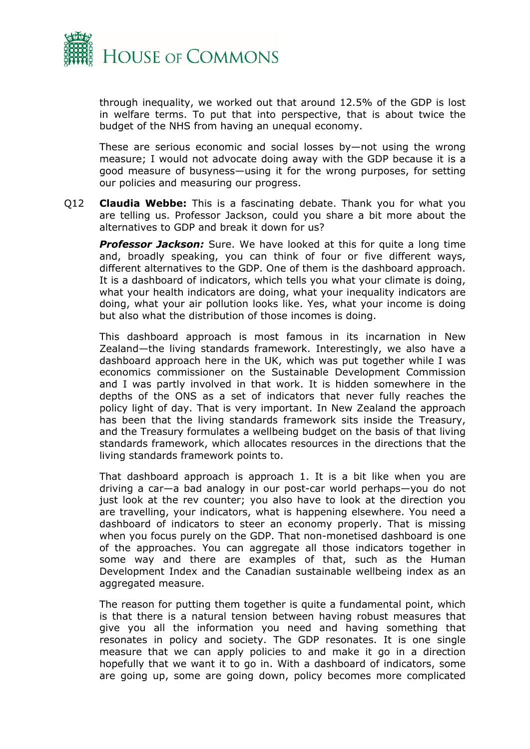through inequality, we worked out that around 12.5% of the GDP is lost in welfare terms. To put that into perspective, that is about twice the budget of the NHS from having an unequal economy.

These are serious economic and social losses by—not using the wrong measure; I would not advocate doing away with the GDP because it is a good measure of busyness—using it for the wrong purposes, for setting our policies and measuring our progress.

Q12 **Claudia Webbe:** This is a fascinating debate. Thank you for what you are telling us. Professor Jackson, could you share a bit more about the alternatives to GDP and break it down for us?

***Professor Jackson:*** Sure. We have looked at this for quite a long time and, broadly speaking, you can think of four or five different ways, different alternatives to the GDP. One of them is the dashboard approach. It is a dashboard of indicators, which tells you what your climate is doing, what your health indicators are doing, what your inequality indicators are doing, what your air pollution looks like. Yes, what your income is doing but also what the distribution of those incomes is doing.

This dashboard approach is most famous in its incarnation in New Zealand—the living standards framework. Interestingly, we also have a dashboard approach here in the UK, which was put together while I was economics commissioner on the Sustainable Development Commission and I was partly involved in that work. It is hidden somewhere in the depths of the ONS as a set of indicators that never fully reaches the policy light of day. That is very important. In New Zealand the approach has been that the living standards framework sits inside the Treasury, and the Treasury formulates a wellbeing budget on the basis of that living standards framework, which allocates resources in the directions that the living standards framework points to.

That dashboard approach is approach 1. It is a bit like when you are driving a car—a bad analogy in our post-car world perhaps—you do not just look at the rev counter; you also have to look at the direction you are travelling, your indicators, what is happening elsewhere. You need a dashboard of indicators to steer an economy properly. That is missing when you focus purely on the GDP. That non-monetised dashboard is one of the approaches. You can aggregate all those indicators together in some way and there are examples of that, such as the Human Development Index and the Canadian sustainable wellbeing index as an aggregated measure.

The reason for putting them together is quite a fundamental point, which is that there is a natural tension between having robust measures that give you all the information you need and having something that resonates in policy and society. The GDP resonates. It is one single measure that we can apply policies to and make it go in a direction hopefully that we want it to go in. With a dashboard of indicators, some are going up, some are going down, policy becomes more complicated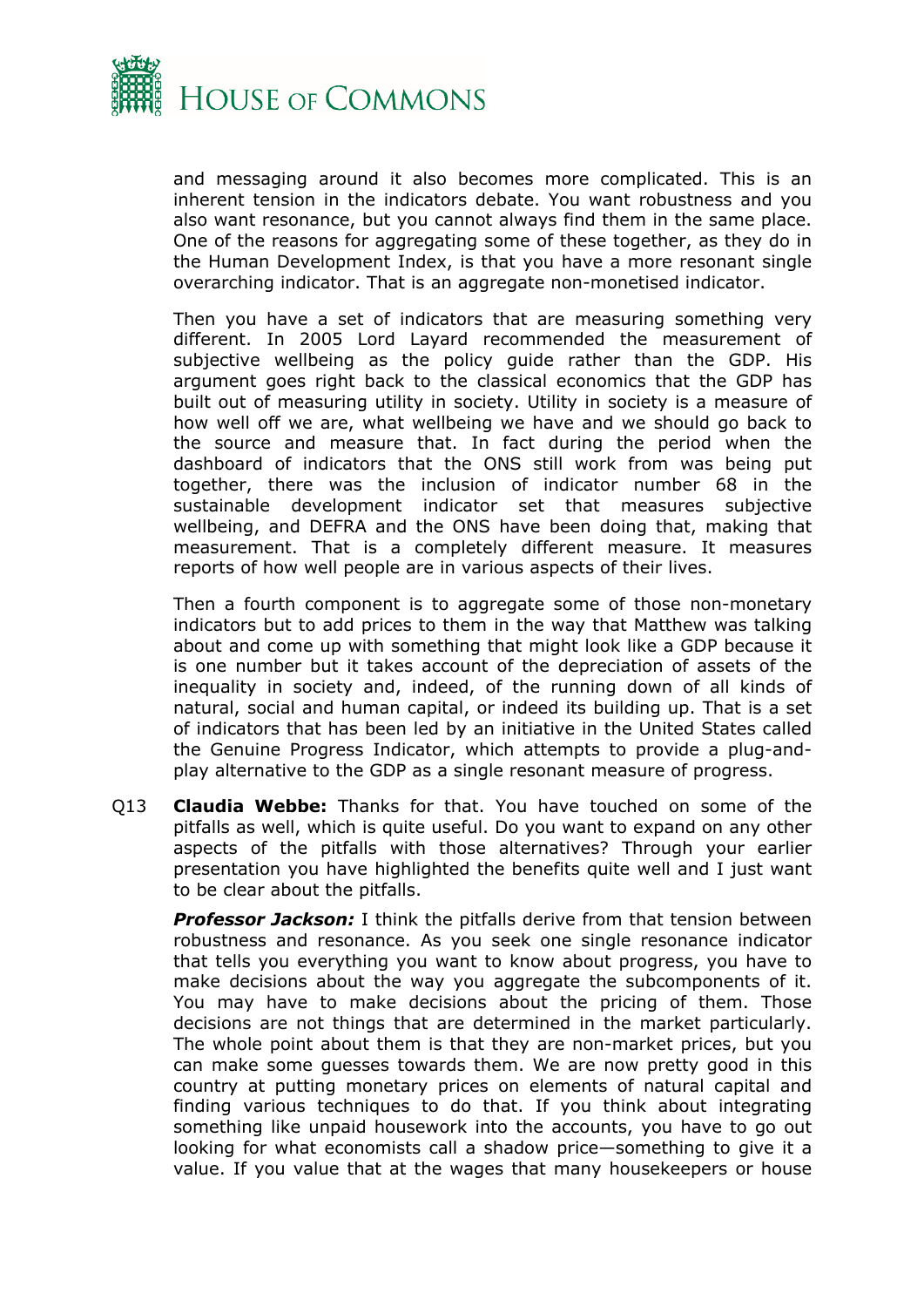and messaging around it also becomes more complicated. This is an inherent tension in the indicators debate. You want robustness and you also want resonance, but you cannot always find them in the same place. One of the reasons for aggregating some of these together, as they do in the Human Development Index, is that you have a more resonant single overarching indicator. That is an aggregate non-monetised indicator.

Then you have a set of indicators that are measuring something very different. In 2005 Lord Layard recommended the measurement of subjective wellbeing as the policy guide rather than the GDP. His argument goes right back to the classical economics that the GDP has built out of measuring utility in society. Utility in society is a measure of how well off we are, what wellbeing we have and we should go back to the source and measure that. In fact during the period when the dashboard of indicators that the ONS still work from was being put together, there was the inclusion of indicator number 68 in the sustainable development indicator set that measures subjective wellbeing, and DEFRA and the ONS have been doing that, making that measurement. That is a completely different measure. It measures reports of how well people are in various aspects of their lives.

Then a fourth component is to aggregate some of those non-monetary indicators but to add prices to them in the way that Matthew was talking about and come up with something that might look like a GDP because it is one number but it takes account of the depreciation of assets of the inequality in society and, indeed, of the running down of all kinds of natural, social and human capital, or indeed its building up. That is a set of indicators that has been led by an initiative in the United States called the Genuine Progress Indicator, which attempts to provide a plug-and-play alternative to the GDP as a single resonant measure of progress.

Q13 **Claudia Webbe:** Thanks for that. You have touched on some of the pitfalls as well, which is quite useful. Do you want to expand on any other aspects of the pitfalls with those alternatives? Through your earlier presentation you have highlighted the benefits quite well and I just want to be clear about the pitfalls.

***Professor Jackson:*** I think the pitfalls derive from that tension between robustness and resonance. As you seek one single resonance indicator that tells you everything you want to know about progress, you have to make decisions about the way you aggregate the subcomponents of it. You may have to make decisions about the pricing of them. Those decisions are not things that are determined in the market particularly. The whole point about them is that they are non-market prices, but you can make some guesses towards them. We are now pretty good in this country at putting monetary prices on elements of natural capital and finding various techniques to do that. If you think about integrating something like unpaid housework into the accounts, you have to go out looking for what economists call a shadow price—something to give it a value. If you value that at the wages that many housekeepers or house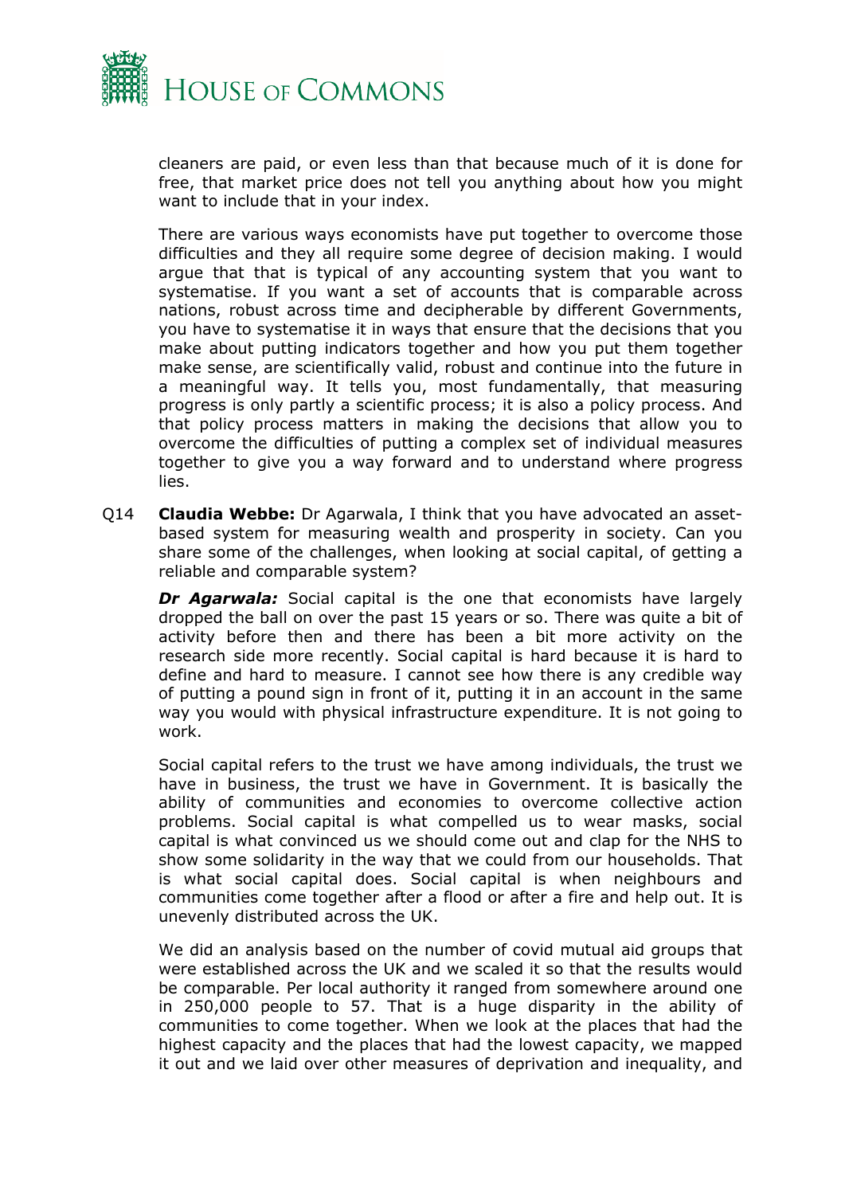cleaners are paid, or even less than that because much of it is done for free, that market price does not tell you anything about how you might want to include that in your index.

There are various ways economists have put together to overcome those difficulties and they all require some degree of decision making. I would argue that that is typical of any accounting system that you want to systematise. If you want a set of accounts that is comparable across nations, robust across time and decipherable by different Governments, you have to systematise it in ways that ensure that the decisions that you make about putting indicators together and how you put them together make sense, are scientifically valid, robust and continue into the future in a meaningful way. It tells you, most fundamentally, that measuring progress is only partly a scientific process; it is also a policy process. And that policy process matters in making the decisions that allow you to overcome the difficulties of putting a complex set of individual measures together to give you a way forward and to understand where progress lies.

Q14 **Claudia Webbe:** Dr Agarwala, I think that you have advocated an asset-based system for measuring wealth and prosperity in society. Can you share some of the challenges, when looking at social capital, of getting a reliable and comparable system?

***Dr Agarwala:*** Social capital is the one that economists have largely dropped the ball on over the past 15 years or so. There was quite a bit of activity before then and there has been a bit more activity on the research side more recently. Social capital is hard because it is hard to define and hard to measure. I cannot see how there is any credible way of putting a pound sign in front of it, putting it in an account in the same way you would with physical infrastructure expenditure. It is not going to work.

Social capital refers to the trust we have among individuals, the trust we have in business, the trust we have in Government. It is basically the ability of communities and economies to overcome collective action problems. Social capital is what compelled us to wear masks, social capital is what convinced us we should come out and clap for the NHS to show some solidarity in the way that we could from our households. That is what social capital does. Social capital is when neighbours and communities come together after a flood or after a fire and help out. It is unevenly distributed across the UK.

We did an analysis based on the number of covid mutual aid groups that were established across the UK and we scaled it so that the results would be comparable. Per local authority it ranged from somewhere around one in 250,000 people to 57. That is a huge disparity in the ability of communities to come together. When we look at the places that had the highest capacity and the places that had the lowest capacity, we mapped it out and we laid over other measures of deprivation and inequality, and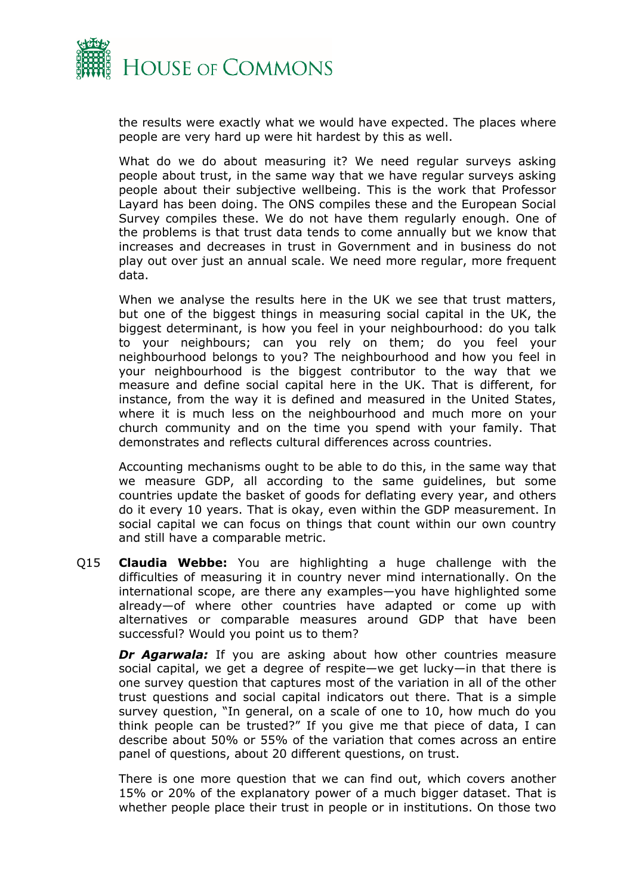the results were exactly what we would have expected. The places where people are very hard up were hit hardest by this as well.

What do we do about measuring it? We need regular surveys asking people about trust, in the same way that we have regular surveys asking people about their subjective wellbeing. This is the work that Professor Layard has been doing. The ONS compiles these and the European Social Survey compiles these. We do not have them regularly enough. One of the problems is that trust data tends to come annually but we know that increases and decreases in trust in Government and in business do not play out over just an annual scale. We need more regular, more frequent data.

When we analyse the results here in the UK we see that trust matters, but one of the biggest things in measuring social capital in the UK, the biggest determinant, is how you feel in your neighbourhood: do you talk to your neighbours; can you rely on them; do you feel your neighbourhood belongs to you? The neighbourhood and how you feel in your neighbourhood is the biggest contributor to the way that we measure and define social capital here in the UK. That is different, for instance, from the way it is defined and measured in the United States, where it is much less on the neighbourhood and much more on your church community and on the time you spend with your family. That demonstrates and reflects cultural differences across countries.

Accounting mechanisms ought to be able to do this, in the same way that we measure GDP, all according to the same guidelines, but some countries update the basket of goods for deflating every year, and others do it every 10 years. That is okay, even within the GDP measurement. In social capital we can focus on things that count within our own country and still have a comparable metric.

Q15 **Claudia Webbe:** You are highlighting a huge challenge with the difficulties of measuring it in country never mind internationally. On the international scope, are there any examples—you have highlighted some already—of where other countries have adapted or come up with alternatives or comparable measures around GDP that have been successful? Would you point us to them?

***Dr Agarwala:*** If you are asking about how other countries measure social capital, we get a degree of respite—we get lucky—in that there is one survey question that captures most of the variation in all of the other trust questions and social capital indicators out there. That is a simple survey question, "In general, on a scale of one to 10, how much do you think people can be trusted?" If you give me that piece of data, I can describe about 50% or 55% of the variation that comes across an entire panel of questions, about 20 different questions, on trust.

There is one more question that we can find out, which covers another 15% or 20% of the explanatory power of a much bigger dataset. That is whether people place their trust in people or in institutions. On those two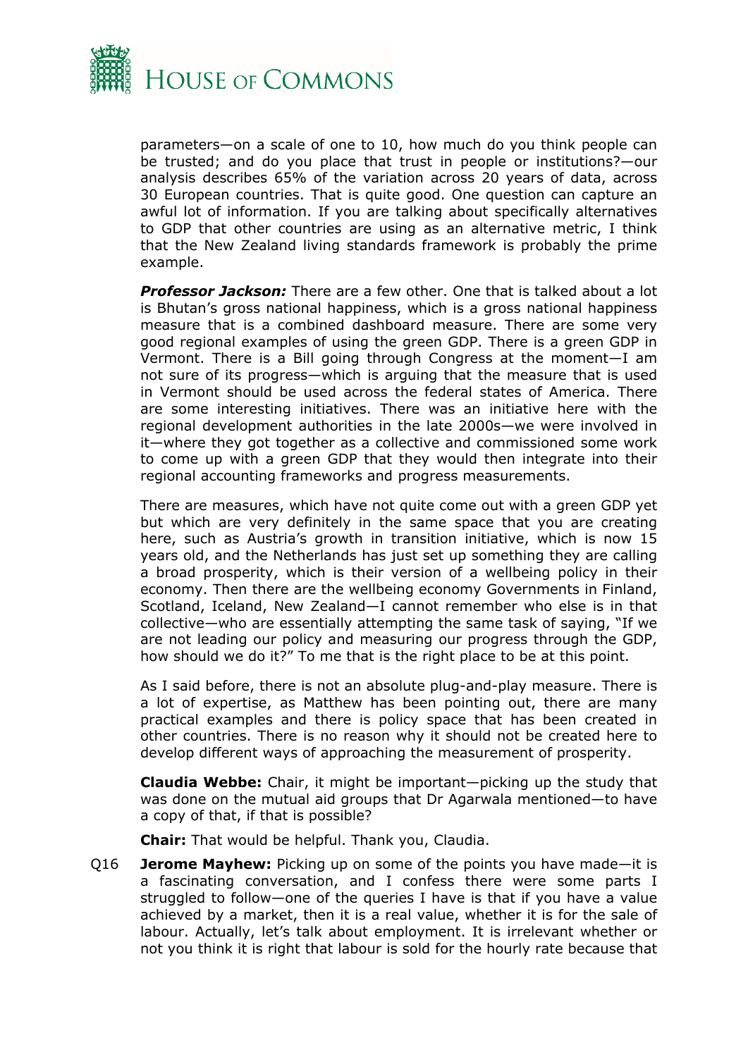parameters—on a scale of one to 10, how much do you think people can be trusted; and do you place that trust in people or institutions?—our analysis describes 65% of the variation across 20 years of data, across 30 European countries. That is quite good. One question can capture an awful lot of information. If you are talking about specifically alternatives to GDP that other countries are using as an alternative metric, I think that the New Zealand living standards framework is probably the prime example.

***Professor Jackson:*** There are a few other. One that is talked about a lot is Bhutan's gross national happiness, which is a gross national happiness measure that is a combined dashboard measure. There are some very good regional examples of using the green GDP. There is a green GDP in Vermont. There is a Bill going through Congress at the moment—I am not sure of its progress—which is arguing that the measure that is used in Vermont should be used across the federal states of America. There are some interesting initiatives. There was an initiative here with the regional development authorities in the late 2000s—we were involved in it—where they got together as a collective and commissioned some work to come up with a green GDP that they would then integrate into their regional accounting frameworks and progress measurements.

There are measures, which have not quite come out with a green GDP yet but which are very definitely in the same space that you are creating here, such as Austria's growth in transition initiative, which is now 15 years old, and the Netherlands has just set up something they are calling a broad prosperity, which is their version of a wellbeing policy in their economy. Then there are the wellbeing economy Governments in Finland, Scotland, Iceland, New Zealand—I cannot remember who else is in that collective—who are essentially attempting the same task of saying, "If we are not leading our policy and measuring our progress through the GDP, how should we do it?" To me that is the right place to be at this point.

As I said before, there is not an absolute plug-and-play measure. There is a lot of expertise, as Matthew has been pointing out, there are many practical examples and there is policy space that has been created in other countries. There is no reason why it should not be created here to develop different ways of approaching the measurement of prosperity.

**Claudia Webbe:** Chair, it might be important—picking up the study that was done on the mutual aid groups that Dr Agarwala mentioned—to have a copy of that, if that is possible?

**Chair:** That would be helpful. Thank you, Claudia.

Q16 **Jerome Mayhew:** Picking up on some of the points you have made—it is a fascinating conversation, and I confess there were some parts I struggled to follow—one of the queries I have is that if you have a value achieved by a market, then it is a real value, whether it is for the sale of labour. Actually, let's talk about employment. It is irrelevant whether or not you think it is right that labour is sold for the hourly rate because that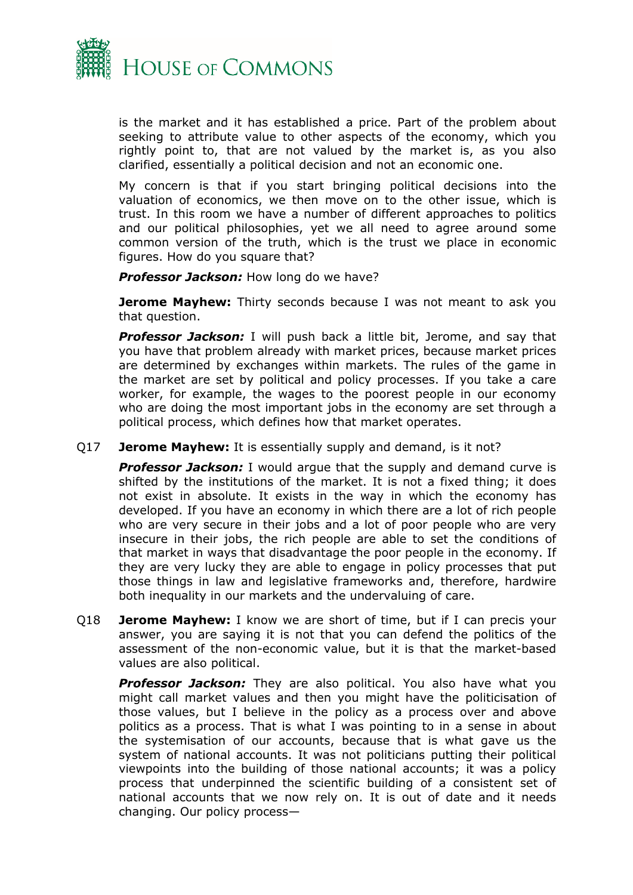is the market and it has established a price. Part of the problem about seeking to attribute value to other aspects of the economy, which you rightly point to, that are not valued by the market is, as you also clarified, essentially a political decision and not an economic one.

My concern is that if you start bringing political decisions into the valuation of economics, we then move on to the other issue, which is trust. In this room we have a number of different approaches to politics and our political philosophies, yet we all need to agree around some common version of the truth, which is the trust we place in economic figures. How do you square that?

***Professor Jackson:*** How long do we have?

**Jerome Mayhew:** Thirty seconds because I was not meant to ask you that question.

***Professor Jackson:*** I will push back a little bit, Jerome, and say that you have that problem already with market prices, because market prices are determined by exchanges within markets. The rules of the game in the market are set by political and policy processes. If you take a care worker, for example, the wages to the poorest people in our economy who are doing the most important jobs in the economy are set through a political process, which defines how that market operates.

Q17 **Jerome Mayhew:** It is essentially supply and demand, is it not?

***Professor Jackson:*** I would argue that the supply and demand curve is shifted by the institutions of the market. It is not a fixed thing; it does not exist in absolute. It exists in the way in which the economy has developed. If you have an economy in which there are a lot of rich people who are very secure in their jobs and a lot of poor people who are very insecure in their jobs, the rich people are able to set the conditions of that market in ways that disadvantage the poor people in the economy. If they are very lucky they are able to engage in policy processes that put those things in law and legislative frameworks and, therefore, hardwire both inequality in our markets and the undervaluing of care.

Q18 **Jerome Mayhew:** I know we are short of time, but if I can precis your answer, you are saying it is not that you can defend the politics of the assessment of the non-economic value, but it is that the market-based values are also political.

***Professor Jackson:*** They are also political. You also have what you might call market values and then you might have the politicisation of those values, but I believe in the policy as a process over and above politics as a process. That is what I was pointing to in a sense in about the systemisation of our accounts, because that is what gave us the system of national accounts. It was not politicians putting their political viewpoints into the building of those national accounts; it was a policy process that underpinned the scientific building of a consistent set of national accounts that we now rely on. It is out of date and it needs changing. Our policy process—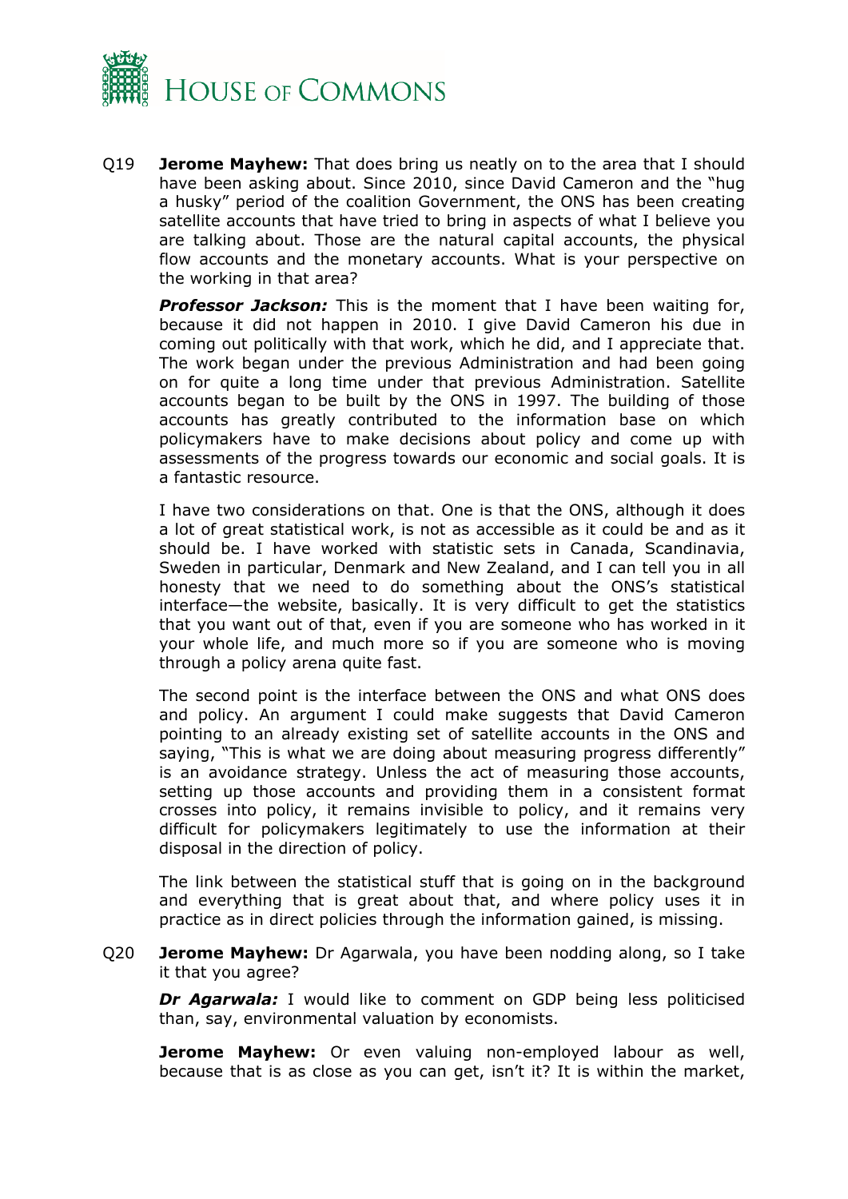Q19 **Jerome Mayhew:** That does bring us neatly on to the area that I should have been asking about. Since 2010, since David Cameron and the "hug a husky" period of the coalition Government, the ONS has been creating satellite accounts that have tried to bring in aspects of what I believe you are talking about. Those are the natural capital accounts, the physical flow accounts and the monetary accounts. What is your perspective on the working in that area?

***Professor Jackson:*** This is the moment that I have been waiting for, because it did not happen in 2010. I give David Cameron his due in coming out politically with that work, which he did, and I appreciate that. The work began under the previous Administration and had been going on for quite a long time under that previous Administration. Satellite accounts began to be built by the ONS in 1997. The building of those accounts has greatly contributed to the information base on which policymakers have to make decisions about policy and come up with assessments of the progress towards our economic and social goals. It is a fantastic resource.

I have two considerations on that. One is that the ONS, although it does a lot of great statistical work, is not as accessible as it could be and as it should be. I have worked with statistic sets in Canada, Scandinavia, Sweden in particular, Denmark and New Zealand, and I can tell you in all honesty that we need to do something about the ONS's statistical interface—the website, basically. It is very difficult to get the statistics that you want out of that, even if you are someone who has worked in it your whole life, and much more so if you are someone who is moving through a policy arena quite fast.

The second point is the interface between the ONS and what ONS does and policy. An argument I could make suggests that David Cameron pointing to an already existing set of satellite accounts in the ONS and saying, "This is what we are doing about measuring progress differently" is an avoidance strategy. Unless the act of measuring those accounts, setting up those accounts and providing them in a consistent format crosses into policy, it remains invisible to policy, and it remains very difficult for policymakers legitimately to use the information at their disposal in the direction of policy.

The link between the statistical stuff that is going on in the background and everything that is great about that, and where policy uses it in practice as in direct policies through the information gained, is missing.

Q20 **Jerome Mayhew:** Dr Agarwala, you have been nodding along, so I take it that you agree?

***Dr Agarwala:*** I would like to comment on GDP being less politicised than, say, environmental valuation by economists.

**Jerome Mayhew:** Or even valuing non-employed labour as well, because that is as close as you can get, isn't it? It is within the market,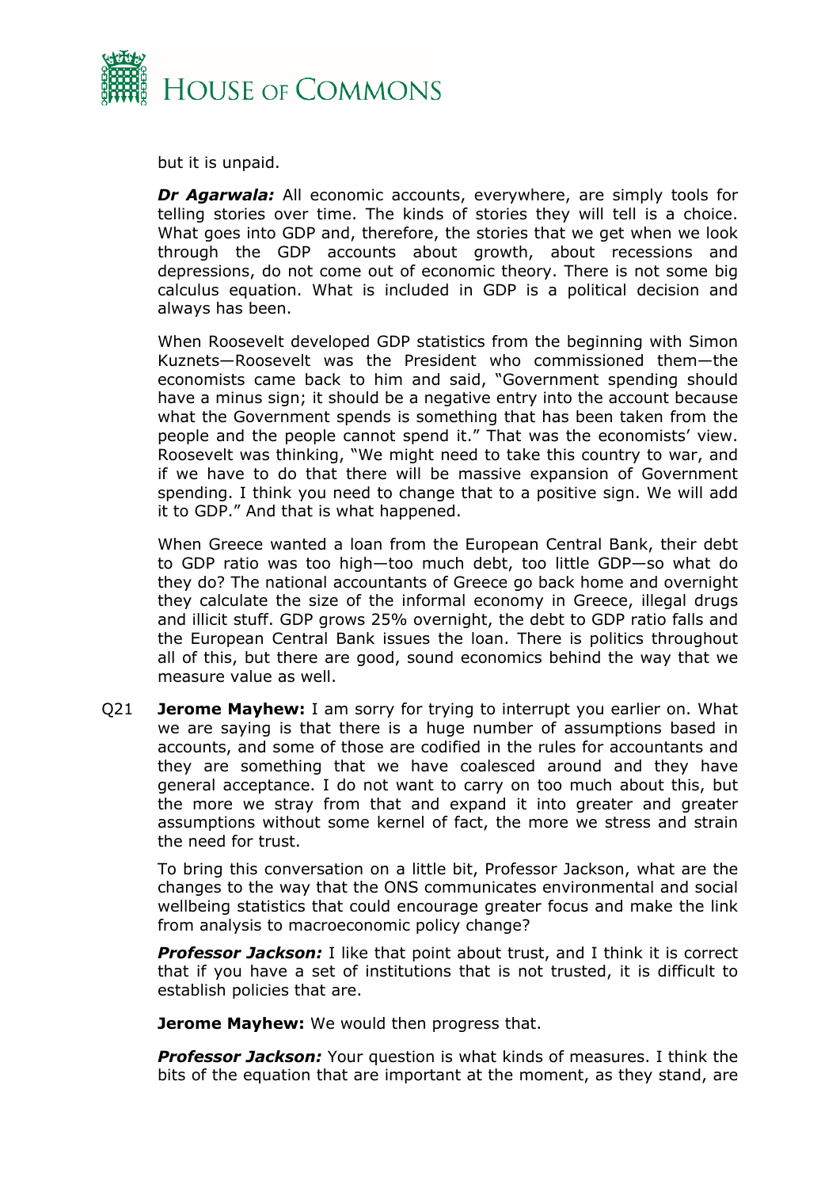but it is unpaid.

***Dr Agarwala:*** All economic accounts, everywhere, are simply tools for telling stories over time. The kinds of stories they will tell is a choice. What goes into GDP and, therefore, the stories that we get when we look through the GDP accounts about growth, about recessions and depressions, do not come out of economic theory. There is not some big calculus equation. What is included in GDP is a political decision and always has been.

When Roosevelt developed GDP statistics from the beginning with Simon Kuznets—Roosevelt was the President who commissioned them—the economists came back to him and said, "Government spending should have a minus sign; it should be a negative entry into the account because what the Government spends is something that has been taken from the people and the people cannot spend it." That was the economists' view. Roosevelt was thinking, "We might need to take this country to war, and if we have to do that there will be massive expansion of Government spending. I think you need to change that to a positive sign. We will add it to GDP." And that is what happened.

When Greece wanted a loan from the European Central Bank, their debt to GDP ratio was too high—too much debt, too little GDP—so what do they do? The national accountants of Greece go back home and overnight they calculate the size of the informal economy in Greece, illegal drugs and illicit stuff. GDP grows 25% overnight, the debt to GDP ratio falls and the European Central Bank issues the loan. There is politics throughout all of this, but there are good, sound economics behind the way that we measure value as well.

Q21 **Jerome Mayhew:** I am sorry for trying to interrupt you earlier on. What we are saying is that there is a huge number of assumptions based in accounts, and some of those are codified in the rules for accountants and they are something that we have coalesced around and they have general acceptance. I do not want to carry on too much about this, but the more we stray from that and expand it into greater and greater assumptions without some kernel of fact, the more we stress and strain the need for trust.

To bring this conversation on a little bit, Professor Jackson, what are the changes to the way that the ONS communicates environmental and social wellbeing statistics that could encourage greater focus and make the link from analysis to macroeconomic policy change?

***Professor Jackson:*** I like that point about trust, and I think it is correct that if you have a set of institutions that is not trusted, it is difficult to establish policies that are.

**Jerome Mayhew:** We would then progress that.

***Professor Jackson:*** Your question is what kinds of measures. I think the bits of the equation that are important at the moment, as they stand, are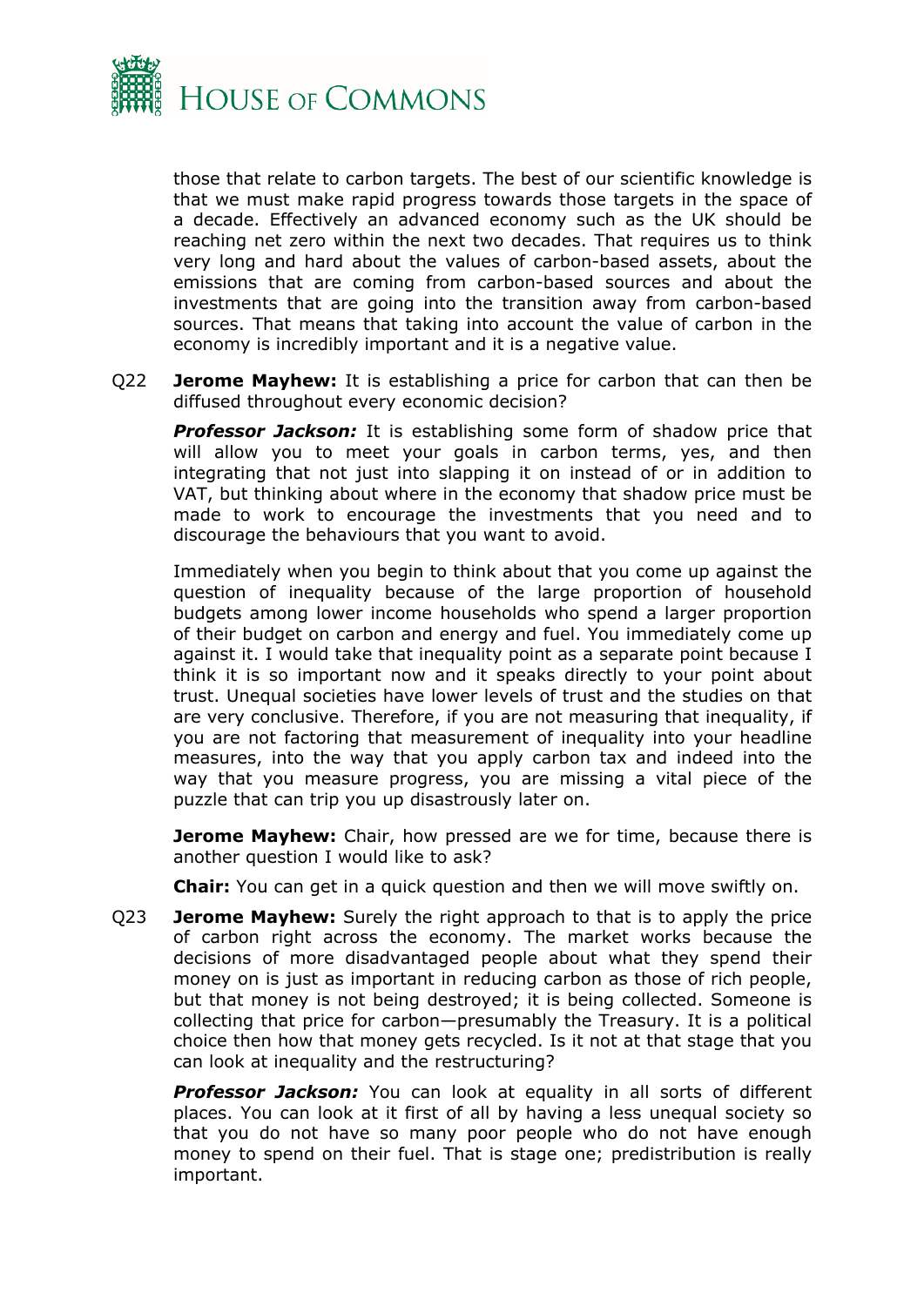those that relate to carbon targets. The best of our scientific knowledge is that we must make rapid progress towards those targets in the space of a decade. Effectively an advanced economy such as the UK should be reaching net zero within the next two decades. That requires us to think very long and hard about the values of carbon-based assets, about the emissions that are coming from carbon-based sources and about the investments that are going into the transition away from carbon-based sources. That means that taking into account the value of carbon in the economy is incredibly important and it is a negative value.

Q22 **Jerome Mayhew:** It is establishing a price for carbon that can then be diffused throughout every economic decision?

***Professor Jackson:*** It is establishing some form of shadow price that will allow you to meet your goals in carbon terms, yes, and then integrating that not just into slapping it on instead of or in addition to VAT, but thinking about where in the economy that shadow price must be made to work to encourage the investments that you need and to discourage the behaviours that you want to avoid.

Immediately when you begin to think about that you come up against the question of inequality because of the large proportion of household budgets among lower income households who spend a larger proportion of their budget on carbon and energy and fuel. You immediately come up against it. I would take that inequality point as a separate point because I think it is so important now and it speaks directly to your point about trust. Unequal societies have lower levels of trust and the studies on that are very conclusive. Therefore, if you are not measuring that inequality, if you are not factoring that measurement of inequality into your headline measures, into the way that you apply carbon tax and indeed into the way that you measure progress, you are missing a vital piece of the puzzle that can trip you up disastrously later on.

**Jerome Mayhew:** Chair, how pressed are we for time, because there is another question I would like to ask?

**Chair:** You can get in a quick question and then we will move swiftly on.

Q23 **Jerome Mayhew:** Surely the right approach to that is to apply the price of carbon right across the economy. The market works because the decisions of more disadvantaged people about what they spend their money on is just as important in reducing carbon as those of rich people, but that money is not being destroyed; it is being collected. Someone is collecting that price for carbon—presumably the Treasury. It is a political choice then how that money gets recycled. Is it not at that stage that you can look at inequality and the restructuring?

***Professor Jackson:*** You can look at equality in all sorts of different places. You can look at it first of all by having a less unequal society so that you do not have so many poor people who do not have enough money to spend on their fuel. That is stage one; predistribution is really important.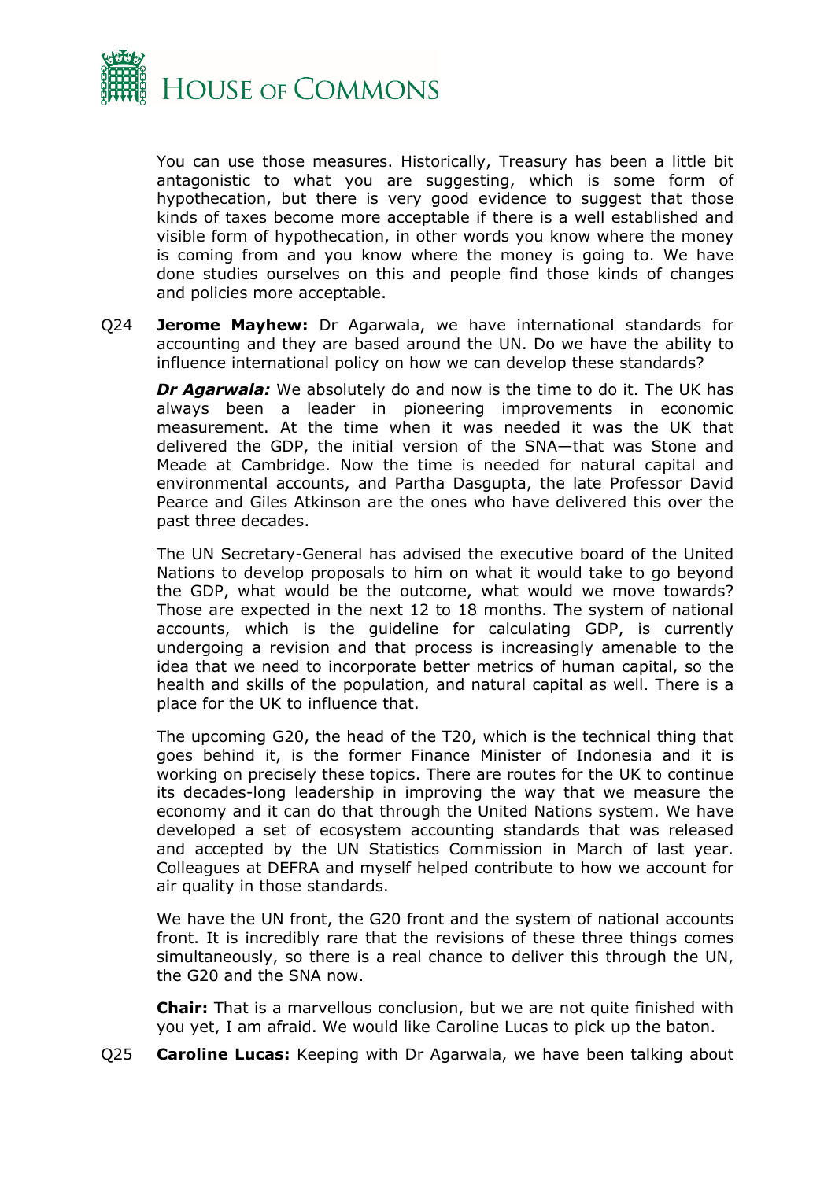You can use those measures. Historically, Treasury has been a little bit antagonistic to what you are suggesting, which is some form of hypothecation, but there is very good evidence to suggest that those kinds of taxes become more acceptable if there is a well established and visible form of hypothecation, in other words you know where the money is coming from and you know where the money is going to. We have done studies ourselves on this and people find those kinds of changes and policies more acceptable.

Q24 **Jerome Mayhew:** Dr Agarwala, we have international standards for accounting and they are based around the UN. Do we have the ability to influence international policy on how we can develop these standards?

***Dr Agarwala:*** We absolutely do and now is the time to do it. The UK has always been a leader in pioneering improvements in economic measurement. At the time when it was needed it was the UK that delivered the GDP, the initial version of the SNA—that was Stone and Meade at Cambridge. Now the time is needed for natural capital and environmental accounts, and Partha Dasgupta, the late Professor David Pearce and Giles Atkinson are the ones who have delivered this over the past three decades.

The UN Secretary-General has advised the executive board of the United Nations to develop proposals to him on what it would take to go beyond the GDP, what would be the outcome, what would we move towards? Those are expected in the next 12 to 18 months. The system of national accounts, which is the guideline for calculating GDP, is currently undergoing a revision and that process is increasingly amenable to the idea that we need to incorporate better metrics of human capital, so the health and skills of the population, and natural capital as well. There is a place for the UK to influence that.

The upcoming G20, the head of the T20, which is the technical thing that goes behind it, is the former Finance Minister of Indonesia and it is working on precisely these topics. There are routes for the UK to continue its decades-long leadership in improving the way that we measure the economy and it can do that through the United Nations system. We have developed a set of ecosystem accounting standards that was released and accepted by the UN Statistics Commission in March of last year. Colleagues at DEFRA and myself helped contribute to how we account for air quality in those standards.

We have the UN front, the G20 front and the system of national accounts front. It is incredibly rare that the revisions of these three things comes simultaneously, so there is a real chance to deliver this through the UN, the G20 and the SNA now.

**Chair:** That is a marvellous conclusion, but we are not quite finished with you yet, I am afraid. We would like Caroline Lucas to pick up the baton.

Q25 **Caroline Lucas:** Keeping with Dr Agarwala, we have been talking about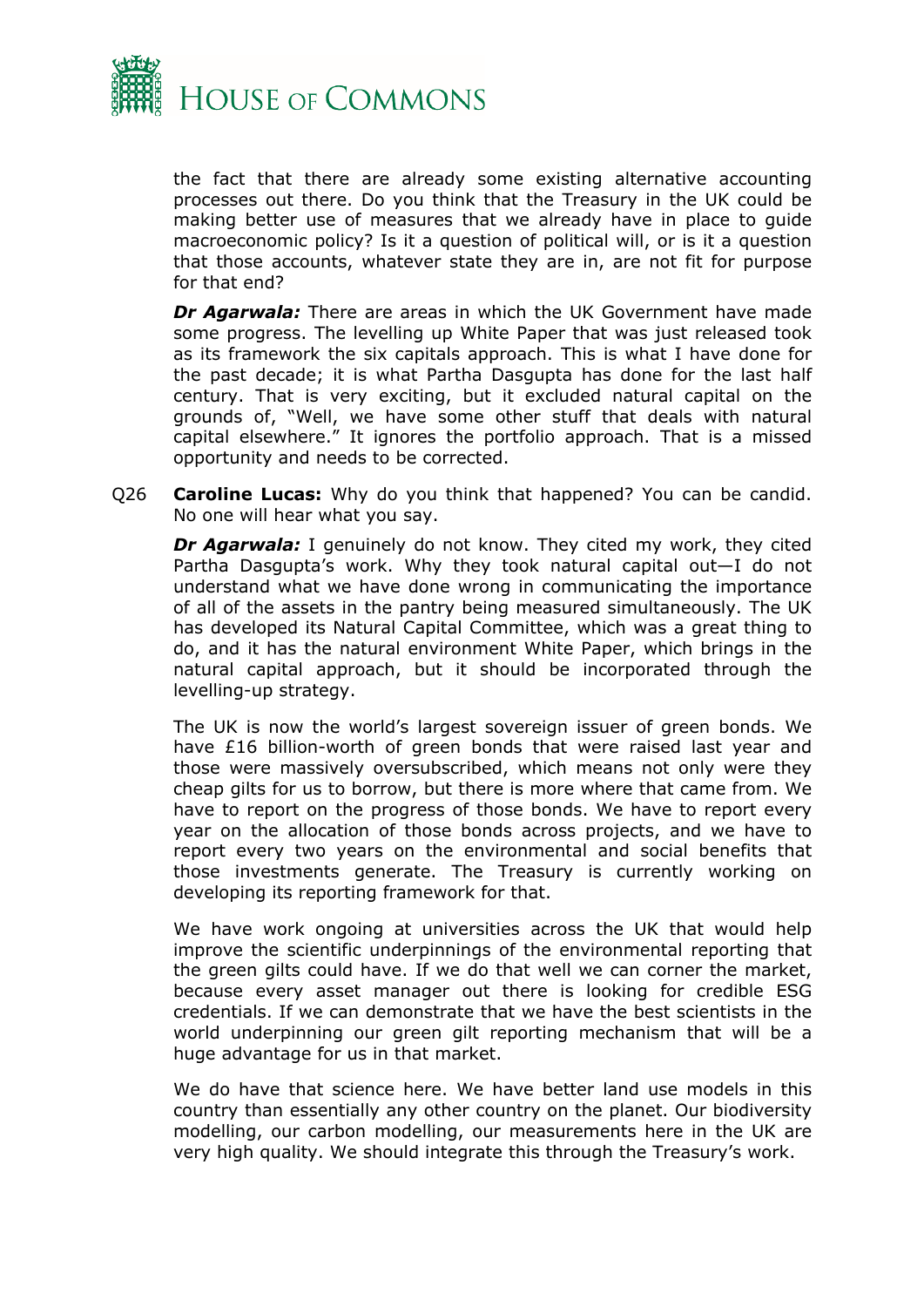the fact that there are already some existing alternative accounting processes out there. Do you think that the Treasury in the UK could be making better use of measures that we already have in place to guide macroeconomic policy? Is it a question of political will, or is it a question that those accounts, whatever state they are in, are not fit for purpose for that end?

***Dr Agarwala:*** There are areas in which the UK Government have made some progress. The levelling up White Paper that was just released took as its framework the six capitals approach. This is what I have done for the past decade; it is what Partha Dasgupta has done for the last half century. That is very exciting, but it excluded natural capital on the grounds of, "Well, we have some other stuff that deals with natural capital elsewhere." It ignores the portfolio approach. That is a missed opportunity and needs to be corrected.

Q26 **Caroline Lucas:** Why do you think that happened? You can be candid. No one will hear what you say.

***Dr Agarwala:*** I genuinely do not know. They cited my work, they cited Partha Dasgupta's work. Why they took natural capital out—I do not understand what we have done wrong in communicating the importance of all of the assets in the pantry being measured simultaneously. The UK has developed its Natural Capital Committee, which was a great thing to do, and it has the natural environment White Paper, which brings in the natural capital approach, but it should be incorporated through the levelling-up strategy.

The UK is now the world's largest sovereign issuer of green bonds. We have £16 billion-worth of green bonds that were raised last year and those were massively oversubscribed, which means not only were they cheap gilts for us to borrow, but there is more where that came from. We have to report on the progress of those bonds. We have to report every year on the allocation of those bonds across projects, and we have to report every two years on the environmental and social benefits that those investments generate. The Treasury is currently working on developing its reporting framework for that.

We have work ongoing at universities across the UK that would help improve the scientific underpinnings of the environmental reporting that the green gilts could have. If we do that well we can corner the market, because every asset manager out there is looking for credible ESG credentials. If we can demonstrate that we have the best scientists in the world underpinning our green gilt reporting mechanism that will be a huge advantage for us in that market.

We do have that science here. We have better land use models in this country than essentially any other country on the planet. Our biodiversity modelling, our carbon modelling, our measurements here in the UK are very high quality. We should integrate this through the Treasury's work.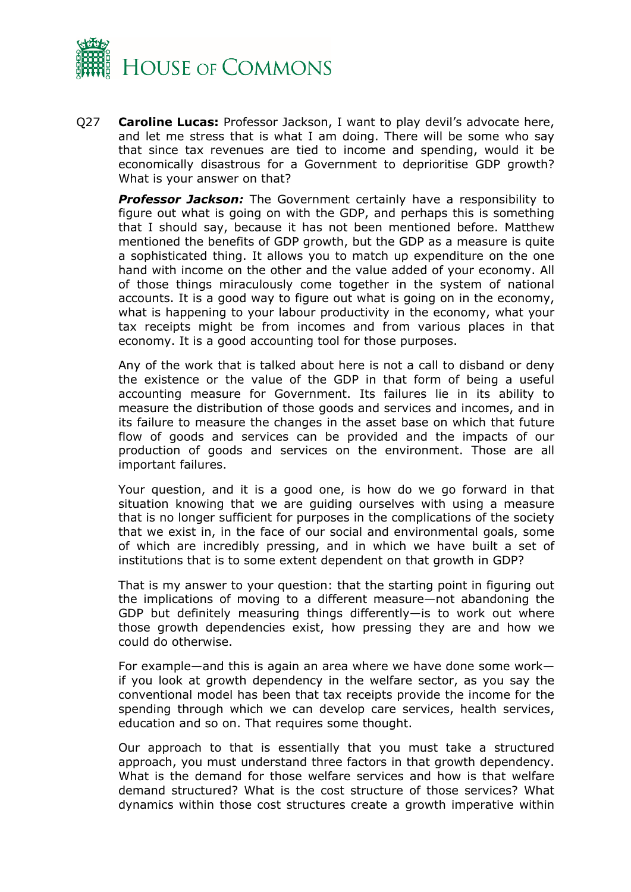Q27 **Caroline Lucas:** Professor Jackson, I want to play devil's advocate here, and let me stress that is what I am doing. There will be some who say that since tax revenues are tied to income and spending, would it be economically disastrous for a Government to deprioritise GDP growth? What is your answer on that?

***Professor Jackson:*** The Government certainly have a responsibility to figure out what is going on with the GDP, and perhaps this is something that I should say, because it has not been mentioned before. Matthew mentioned the benefits of GDP growth, but the GDP as a measure is quite a sophisticated thing. It allows you to match up expenditure on the one hand with income on the other and the value added of your economy. All of those things miraculously come together in the system of national accounts. It is a good way to figure out what is going on in the economy, what is happening to your labour productivity in the economy, what your tax receipts might be from incomes and from various places in that economy. It is a good accounting tool for those purposes.

Any of the work that is talked about here is not a call to disband or deny the existence or the value of the GDP in that form of being a useful accounting measure for Government. Its failures lie in its ability to measure the distribution of those goods and services and incomes, and in its failure to measure the changes in the asset base on which that future flow of goods and services can be provided and the impacts of our production of goods and services on the environment. Those are all important failures.

Your question, and it is a good one, is how do we go forward in that situation knowing that we are guiding ourselves with using a measure that is no longer sufficient for purposes in the complications of the society that we exist in, in the face of our social and environmental goals, some of which are incredibly pressing, and in which we have built a set of institutions that is to some extent dependent on that growth in GDP?

That is my answer to your question: that the starting point in figuring out the implications of moving to a different measure—not abandoning the GDP but definitely measuring things differently—is to work out where those growth dependencies exist, how pressing they are and how we could do otherwise.

For example—and this is again an area where we have done some work—if you look at growth dependency in the welfare sector, as you say the conventional model has been that tax receipts provide the income for the spending through which we can develop care services, health services, education and so on. That requires some thought.

Our approach to that is essentially that you must take a structured approach, you must understand three factors in that growth dependency. What is the demand for those welfare services and how is that welfare demand structured? What is the cost structure of those services? What dynamics within those cost structures create a growth imperative within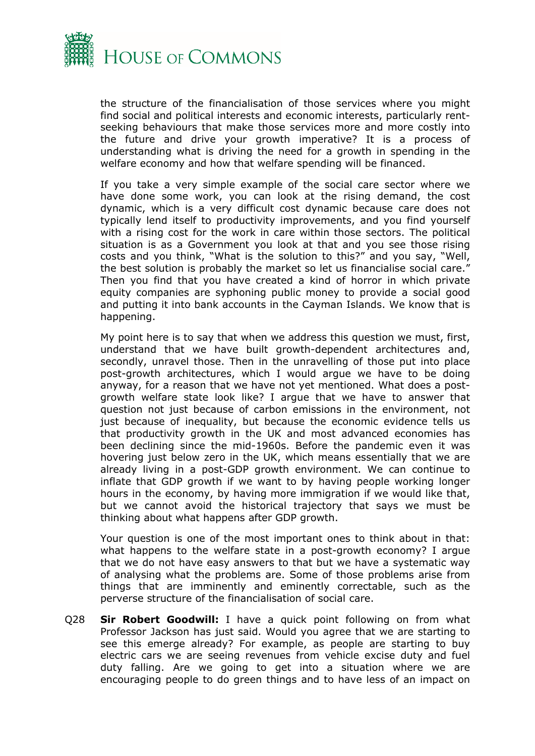the structure of the financialisation of those services where you might find social and political interests and economic interests, particularly rent-seeking behaviours that make those services more and more costly into the future and drive your growth imperative? It is a process of understanding what is driving the need for a growth in spending in the welfare economy and how that welfare spending will be financed.

If you take a very simple example of the social care sector where we have done some work, you can look at the rising demand, the cost dynamic, which is a very difficult cost dynamic because care does not typically lend itself to productivity improvements, and you find yourself with a rising cost for the work in care within those sectors. The political situation is as a Government you look at that and you see those rising costs and you think, "What is the solution to this?" and you say, "Well, the best solution is probably the market so let us financialise social care." Then you find that you have created a kind of horror in which private equity companies are syphoning public money to provide a social good and putting it into bank accounts in the Cayman Islands. We know that is happening.

My point here is to say that when we address this question we must, first, understand that we have built growth-dependent architectures and, secondly, unravel those. Then in the unravelling of those put into place post-growth architectures, which I would argue we have to be doing anyway, for a reason that we have not yet mentioned. What does a post-growth welfare state look like? I argue that we have to answer that question not just because of carbon emissions in the environment, not just because of inequality, but because the economic evidence tells us that productivity growth in the UK and most advanced economies has been declining since the mid-1960s. Before the pandemic even it was hovering just below zero in the UK, which means essentially that we are already living in a post-GDP growth environment. We can continue to inflate that GDP growth if we want to by having people working longer hours in the economy, by having more immigration if we would like that, but we cannot avoid the historical trajectory that says we must be thinking about what happens after GDP growth.

Your question is one of the most important ones to think about in that: what happens to the welfare state in a post-growth economy? I argue that we do not have easy answers to that but we have a systematic way of analysing what the problems are. Some of those problems arise from things that are imminently and eminently correctable, such as the perverse structure of the financialisation of social care.

Q28 **Sir Robert Goodwill:** I have a quick point following on from what Professor Jackson has just said. Would you agree that we are starting to see this emerge already? For example, as people are starting to buy electric cars we are seeing revenues from vehicle excise duty and fuel duty falling. Are we going to get into a situation where we are encouraging people to do green things and to have less of an impact on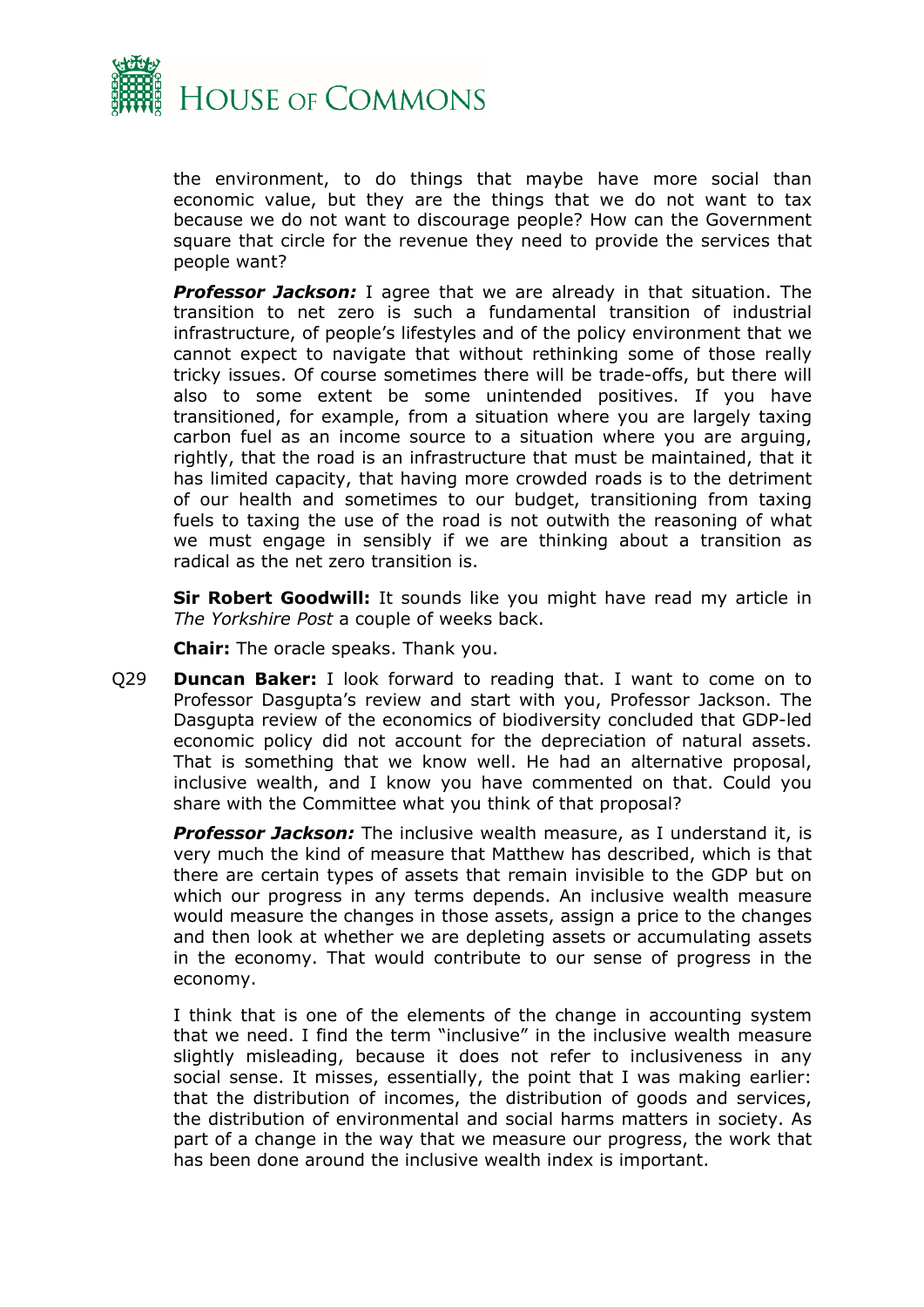the environment, to do things that maybe have more social than economic value, but they are the things that we do not want to tax because we do not want to discourage people? How can the Government square that circle for the revenue they need to provide the services that people want?

***Professor Jackson:*** I agree that we are already in that situation. The transition to net zero is such a fundamental transition of industrial infrastructure, of people's lifestyles and of the policy environment that we cannot expect to navigate that without rethinking some of those really tricky issues. Of course sometimes there will be trade-offs, but there will also to some extent be some unintended positives. If you have transitioned, for example, from a situation where you are largely taxing carbon fuel as an income source to a situation where you are arguing, rightly, that the road is an infrastructure that must be maintained, that it has limited capacity, that having more crowded roads is to the detriment of our health and sometimes to our budget, transitioning from taxing fuels to taxing the use of the road is not outwith the reasoning of what we must engage in sensibly if we are thinking about a transition as radical as the net zero transition is.

**Sir Robert Goodwill:** It sounds like you might have read my article in *The Yorkshire Post* a couple of weeks back.

**Chair:** The oracle speaks. Thank you.

Q29 **Duncan Baker:** I look forward to reading that. I want to come on to Professor Dasgupta's review and start with you, Professor Jackson. The Dasgupta review of the economics of biodiversity concluded that GDP-led economic policy did not account for the depreciation of natural assets. That is something that we know well. He had an alternative proposal, inclusive wealth, and I know you have commented on that. Could you share with the Committee what you think of that proposal?

***Professor Jackson:*** The inclusive wealth measure, as I understand it, is very much the kind of measure that Matthew has described, which is that there are certain types of assets that remain invisible to the GDP but on which our progress in any terms depends. An inclusive wealth measure would measure the changes in those assets, assign a price to the changes and then look at whether we are depleting assets or accumulating assets in the economy. That would contribute to our sense of progress in the economy.

I think that is one of the elements of the change in accounting system that we need. I find the term "inclusive" in the inclusive wealth measure slightly misleading, because it does not refer to inclusiveness in any social sense. It misses, essentially, the point that I was making earlier: that the distribution of incomes, the distribution of goods and services, the distribution of environmental and social harms matters in society. As part of a change in the way that we measure our progress, the work that has been done around the inclusive wealth index is important.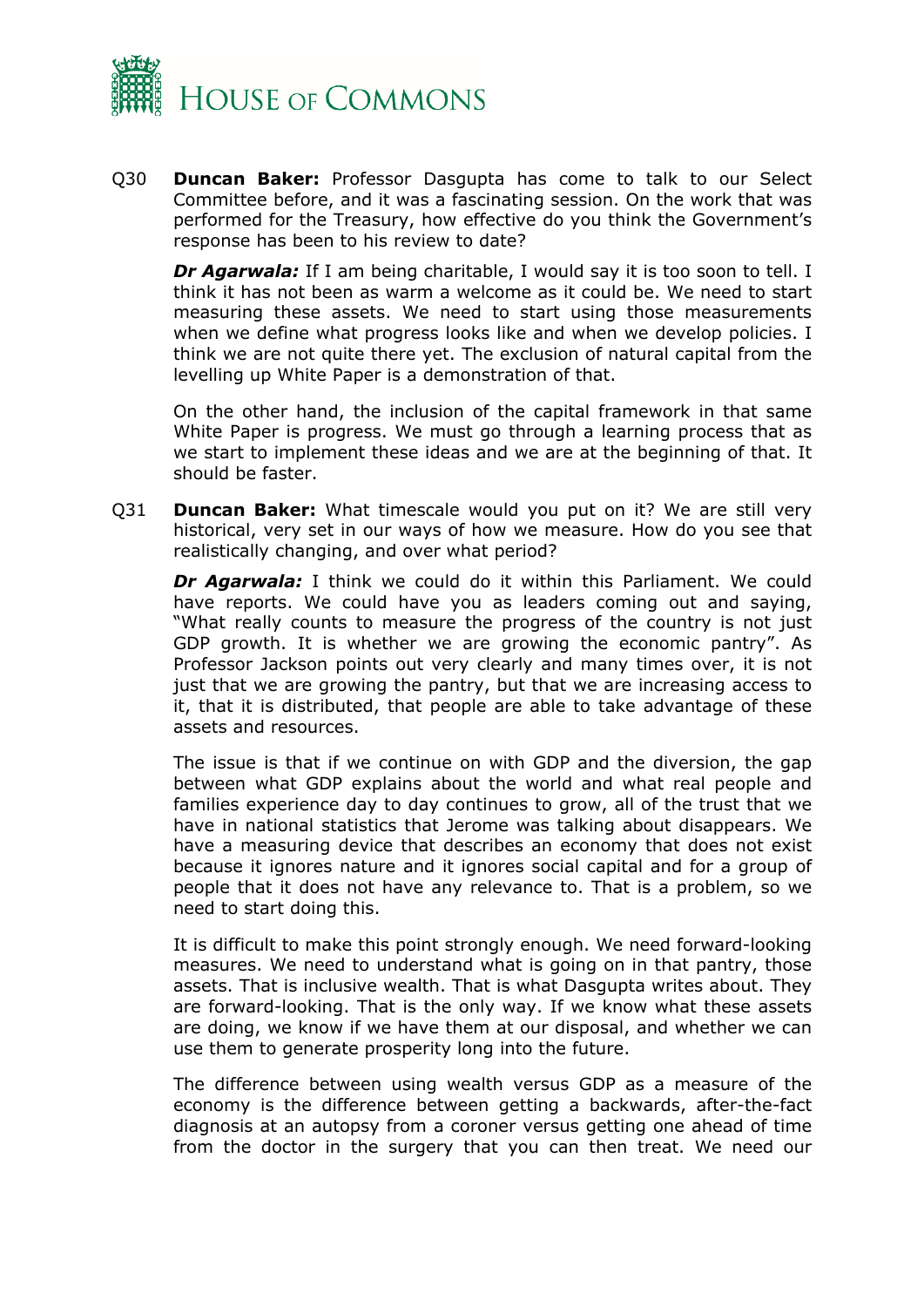Q30 **Duncan Baker:** Professor Dasgupta has come to talk to our Select Committee before, and it was a fascinating session. On the work that was performed for the Treasury, how effective do you think the Government's response has been to his review to date?

***Dr Agarwala:*** If I am being charitable, I would say it is too soon to tell. I think it has not been as warm a welcome as it could be. We need to start measuring these assets. We need to start using those measurements when we define what progress looks like and when we develop policies. I think we are not quite there yet. The exclusion of natural capital from the levelling up White Paper is a demonstration of that.

On the other hand, the inclusion of the capital framework in that same White Paper is progress. We must go through a learning process that as we start to implement these ideas and we are at the beginning of that. It should be faster.

Q31 **Duncan Baker:** What timescale would you put on it? We are still very historical, very set in our ways of how we measure. How do you see that realistically changing, and over what period?

***Dr Agarwala:*** I think we could do it within this Parliament. We could have reports. We could have you as leaders coming out and saying, "What really counts to measure the progress of the country is not just GDP growth. It is whether we are growing the economic pantry". As Professor Jackson points out very clearly and many times over, it is not just that we are growing the pantry, but that we are increasing access to it, that it is distributed, that people are able to take advantage of these assets and resources.

The issue is that if we continue on with GDP and the diversion, the gap between what GDP explains about the world and what real people and families experience day to day continues to grow, all of the trust that we have in national statistics that Jerome was talking about disappears. We have a measuring device that describes an economy that does not exist because it ignores nature and it ignores social capital and for a group of people that it does not have any relevance to. That is a problem, so we need to start doing this.

It is difficult to make this point strongly enough. We need forward-looking measures. We need to understand what is going on in that pantry, those assets. That is inclusive wealth. That is what Dasgupta writes about. They are forward-looking. That is the only way. If we know what these assets are doing, we know if we have them at our disposal, and whether we can use them to generate prosperity long into the future.

The difference between using wealth versus GDP as a measure of the economy is the difference between getting a backwards, after-the-fact diagnosis at an autopsy from a coroner versus getting one ahead of time from the doctor in the surgery that you can then treat. We need our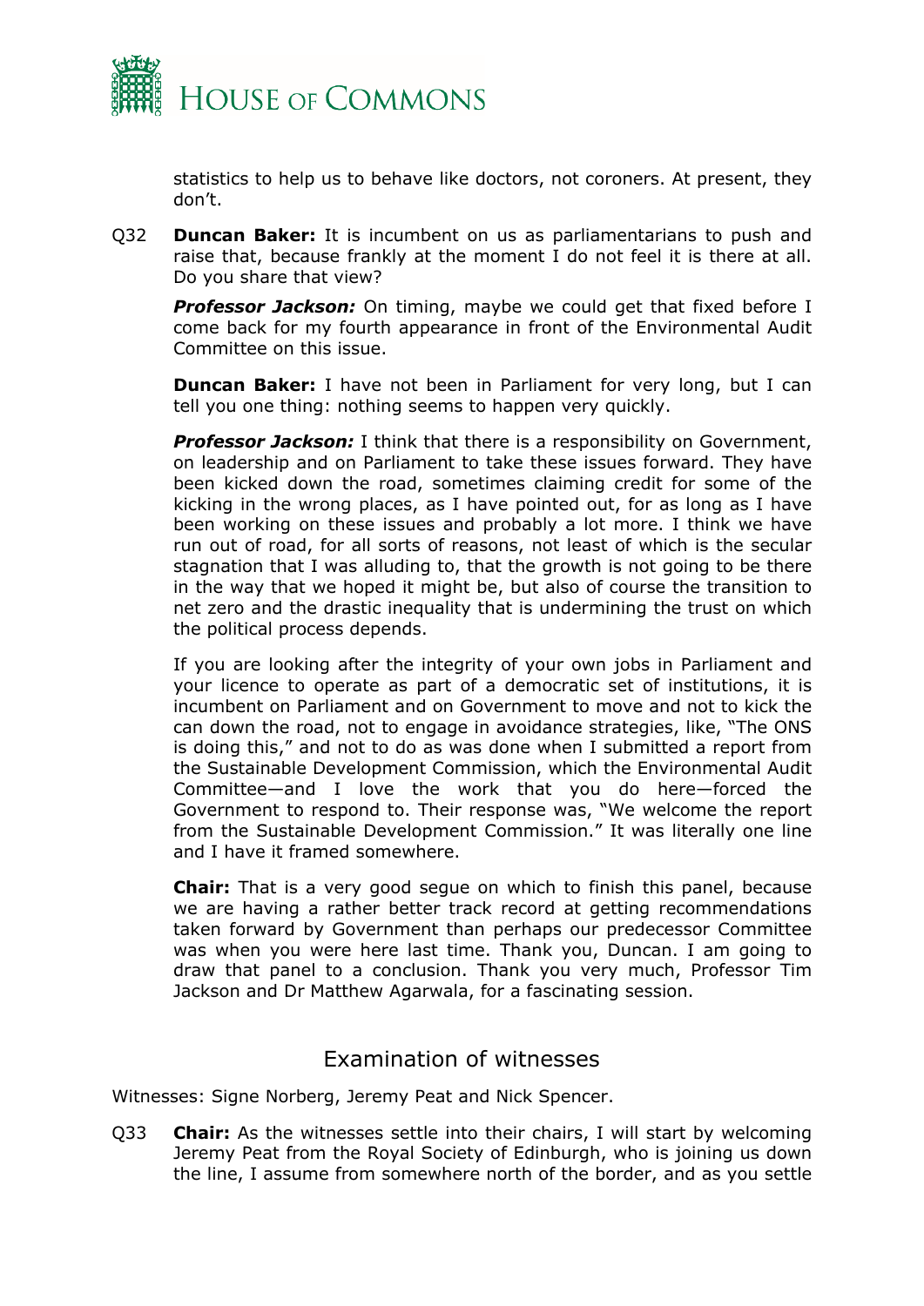statistics to help us to behave like doctors, not coroners. At present, they don't.

Q32 **Duncan Baker:** It is incumbent on us as parliamentarians to push and raise that, because frankly at the moment I do not feel it is there at all. Do you share that view?

***Professor Jackson:*** On timing, maybe we could get that fixed before I come back for my fourth appearance in front of the Environmental Audit Committee on this issue.

**Duncan Baker:** I have not been in Parliament for very long, but I can tell you one thing: nothing seems to happen very quickly.

***Professor Jackson:*** I think that there is a responsibility on Government, on leadership and on Parliament to take these issues forward. They have been kicked down the road, sometimes claiming credit for some of the kicking in the wrong places, as I have pointed out, for as long as I have been working on these issues and probably a lot more. I think we have run out of road, for all sorts of reasons, not least of which is the secular stagnation that I was alluding to, that the growth is not going to be there in the way that we hoped it might be, but also of course the transition to net zero and the drastic inequality that is undermining the trust on which the political process depends.

If you are looking after the integrity of your own jobs in Parliament and your licence to operate as part of a democratic set of institutions, it is incumbent on Parliament and on Government to move and not to kick the can down the road, not to engage in avoidance strategies, like, "The ONS is doing this," and not to do as was done when I submitted a report from the Sustainable Development Commission, which the Environmental Audit Committee—and I love the work that you do here—forced the Government to respond to. Their response was, "We welcome the report from the Sustainable Development Commission." It was literally one line and I have it framed somewhere.

**Chair:** That is a very good segue on which to finish this panel, because we are having a rather better track record at getting recommendations taken forward by Government than perhaps our predecessor Committee was when you were here last time. Thank you, Duncan. I am going to draw that panel to a conclusion. Thank you very much, Professor Tim Jackson and Dr Matthew Agarwala, for a fascinating session.

## Examination of witnesses

Witnesses: Signe Norberg, Jeremy Peat and Nick Spencer.

Q33 **Chair:** As the witnesses settle into their chairs, I will start by welcoming Jeremy Peat from the Royal Society of Edinburgh, who is joining us down the line, I assume from somewhere north of the border, and as you settle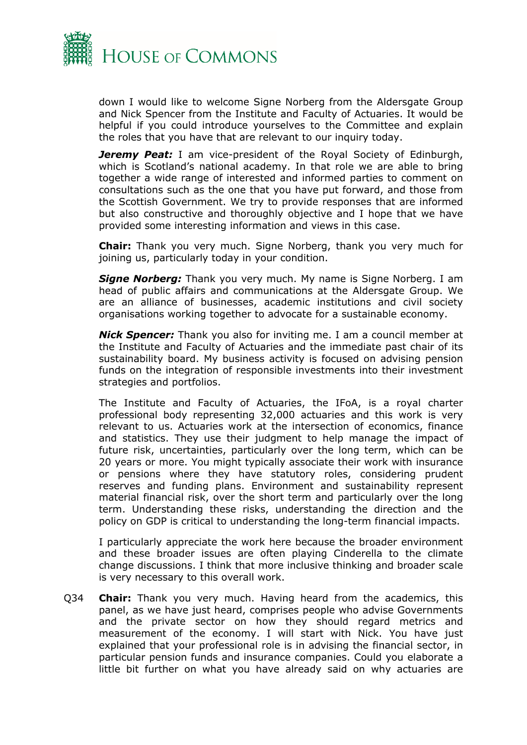down I would like to welcome Signe Norberg from the Aldersgate Group and Nick Spencer from the Institute and Faculty of Actuaries. It would be helpful if you could introduce yourselves to the Committee and explain the roles that you have that are relevant to our inquiry today.

***Jeremy Peat:*** I am vice-president of the Royal Society of Edinburgh, which is Scotland's national academy. In that role we are able to bring together a wide range of interested and informed parties to comment on consultations such as the one that you have put forward, and those from the Scottish Government. We try to provide responses that are informed but also constructive and thoroughly objective and I hope that we have provided some interesting information and views in this case.

**Chair:** Thank you very much. Signe Norberg, thank you very much for joining us, particularly today in your condition.

***Signe Norberg:*** Thank you very much. My name is Signe Norberg. I am head of public affairs and communications at the Aldersgate Group. We are an alliance of businesses, academic institutions and civil society organisations working together to advocate for a sustainable economy.

***Nick Spencer:*** Thank you also for inviting me. I am a council member at the Institute and Faculty of Actuaries and the immediate past chair of its sustainability board. My business activity is focused on advising pension funds on the integration of responsible investments into their investment strategies and portfolios.

The Institute and Faculty of Actuaries, the IFoA, is a royal charter professional body representing 32,000 actuaries and this work is very relevant to us. Actuaries work at the intersection of economics, finance and statistics. They use their judgment to help manage the impact of future risk, uncertainties, particularly over the long term, which can be 20 years or more. You might typically associate their work with insurance or pensions where they have statutory roles, considering prudent reserves and funding plans. Environment and sustainability represent material financial risk, over the short term and particularly over the long term. Understanding these risks, understanding the direction and the policy on GDP is critical to understanding the long-term financial impacts.

I particularly appreciate the work here because the broader environment and these broader issues are often playing Cinderella to the climate change discussions. I think that more inclusive thinking and broader scale is very necessary to this overall work.

Q34 **Chair:** Thank you very much. Having heard from the academics, this panel, as we have just heard, comprises people who advise Governments and the private sector on how they should regard metrics and measurement of the economy. I will start with Nick. You have just explained that your professional role is in advising the financial sector, in particular pension funds and insurance companies. Could you elaborate a little bit further on what you have already said on why actuaries are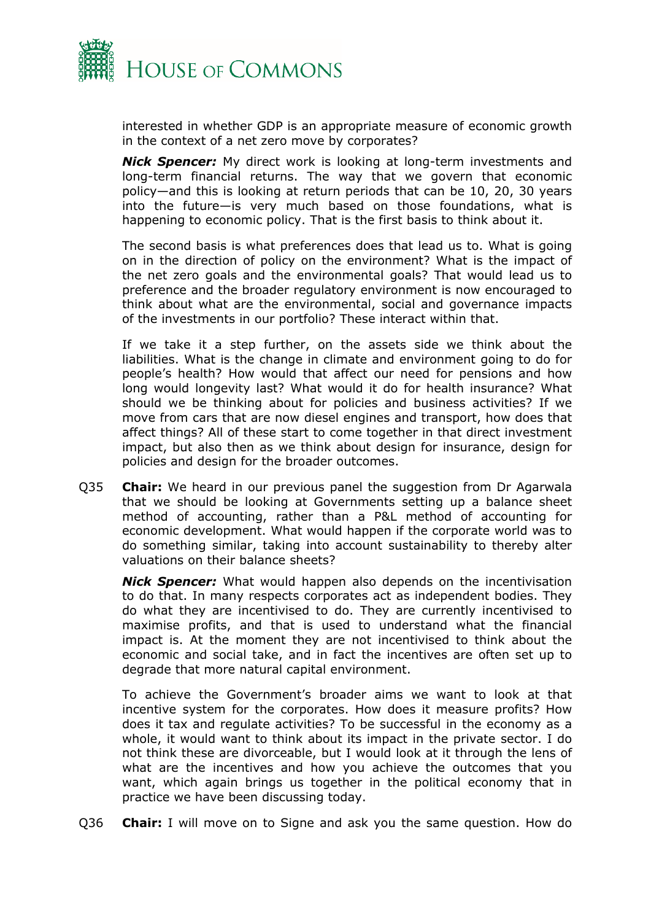interested in whether GDP is an appropriate measure of economic growth in the context of a net zero move by corporates?

***Nick Spencer:*** My direct work is looking at long-term investments and long-term financial returns. The way that we govern that economic policy—and this is looking at return periods that can be 10, 20, 30 years into the future—is very much based on those foundations, what is happening to economic policy. That is the first basis to think about it.

The second basis is what preferences does that lead us to. What is going on in the direction of policy on the environment? What is the impact of the net zero goals and the environmental goals? That would lead us to preference and the broader regulatory environment is now encouraged to think about what are the environmental, social and governance impacts of the investments in our portfolio? These interact within that.

If we take it a step further, on the assets side we think about the liabilities. What is the change in climate and environment going to do for people's health? How would that affect our need for pensions and how long would longevity last? What would it do for health insurance? What should we be thinking about for policies and business activities? If we move from cars that are now diesel engines and transport, how does that affect things? All of these start to come together in that direct investment impact, but also then as we think about design for insurance, design for policies and design for the broader outcomes.

Q35 **Chair:** We heard in our previous panel the suggestion from Dr Agarwala that we should be looking at Governments setting up a balance sheet method of accounting, rather than a P&L method of accounting for economic development. What would happen if the corporate world was to do something similar, taking into account sustainability to thereby alter valuations on their balance sheets?

***Nick Spencer:*** What would happen also depends on the incentivisation to do that. In many respects corporates act as independent bodies. They do what they are incentivised to do. They are currently incentivised to maximise profits, and that is used to understand what the financial impact is. At the moment they are not incentivised to think about the economic and social take, and in fact the incentives are often set up to degrade that more natural capital environment.

To achieve the Government's broader aims we want to look at that incentive system for the corporates. How does it measure profits? How does it tax and regulate activities? To be successful in the economy as a whole, it would want to think about its impact in the private sector. I do not think these are divorceable, but I would look at it through the lens of what are the incentives and how you achieve the outcomes that you want, which again brings us together in the political economy that in practice we have been discussing today.

Q36 **Chair:** I will move on to Signe and ask you the same question. How do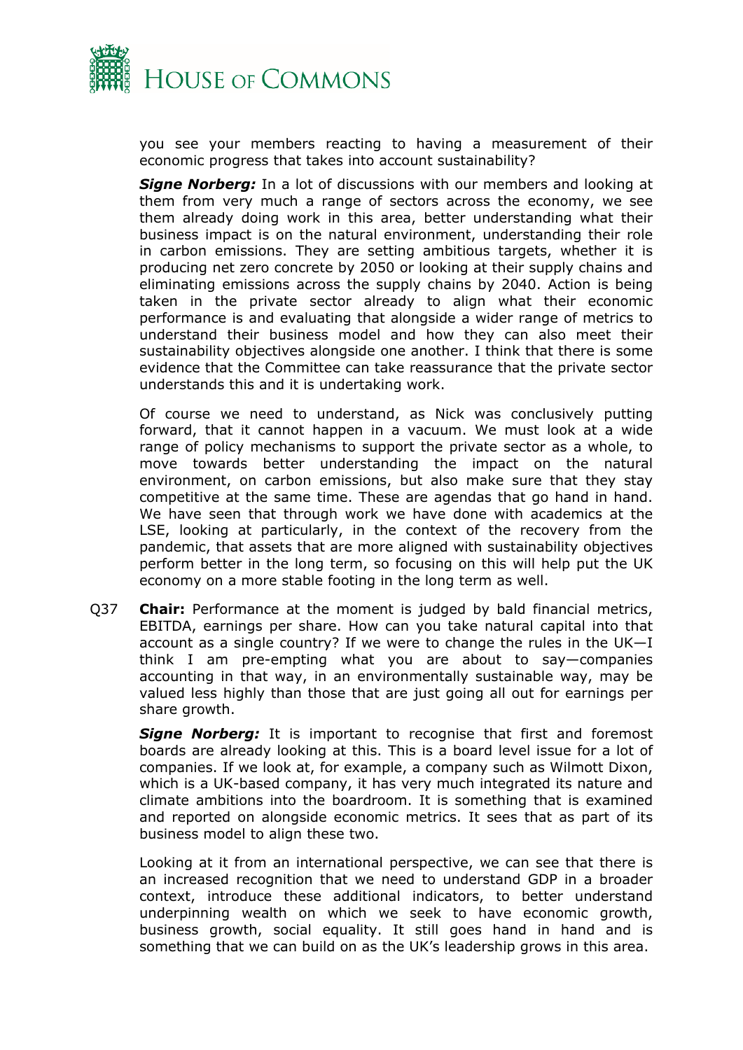you see your members reacting to having a measurement of their economic progress that takes into account sustainability?

***Signe Norberg:*** In a lot of discussions with our members and looking at them from very much a range of sectors across the economy, we see them already doing work in this area, better understanding what their business impact is on the natural environment, understanding their role in carbon emissions. They are setting ambitious targets, whether it is producing net zero concrete by 2050 or looking at their supply chains and eliminating emissions across the supply chains by 2040. Action is being taken in the private sector already to align what their economic performance is and evaluating that alongside a wider range of metrics to understand their business model and how they can also meet their sustainability objectives alongside one another. I think that there is some evidence that the Committee can take reassurance that the private sector understands this and it is undertaking work.

Of course we need to understand, as Nick was conclusively putting forward, that it cannot happen in a vacuum. We must look at a wide range of policy mechanisms to support the private sector as a whole, to move towards better understanding the impact on the natural environment, on carbon emissions, but also make sure that they stay competitive at the same time. These are agendas that go hand in hand. We have seen that through work we have done with academics at the LSE, looking at particularly, in the context of the recovery from the pandemic, that assets that are more aligned with sustainability objectives perform better in the long term, so focusing on this will help put the UK economy on a more stable footing in the long term as well.

Q37 **Chair:** Performance at the moment is judged by bald financial metrics, EBITDA, earnings per share. How can you take natural capital into that account as a single country? If we were to change the rules in the UK—I think I am pre-empting what you are about to say—companies accounting in that way, in an environmentally sustainable way, may be valued less highly than those that are just going all out for earnings per share growth.

***Signe Norberg:*** It is important to recognise that first and foremost boards are already looking at this. This is a board level issue for a lot of companies. If we look at, for example, a company such as Wilmott Dixon, which is a UK-based company, it has very much integrated its nature and climate ambitions into the boardroom. It is something that is examined and reported on alongside economic metrics. It sees that as part of its business model to align these two.

Looking at it from an international perspective, we can see that there is an increased recognition that we need to understand GDP in a broader context, introduce these additional indicators, to better understand underpinning wealth on which we seek to have economic growth, business growth, social equality. It still goes hand in hand and is something that we can build on as the UK's leadership grows in this area.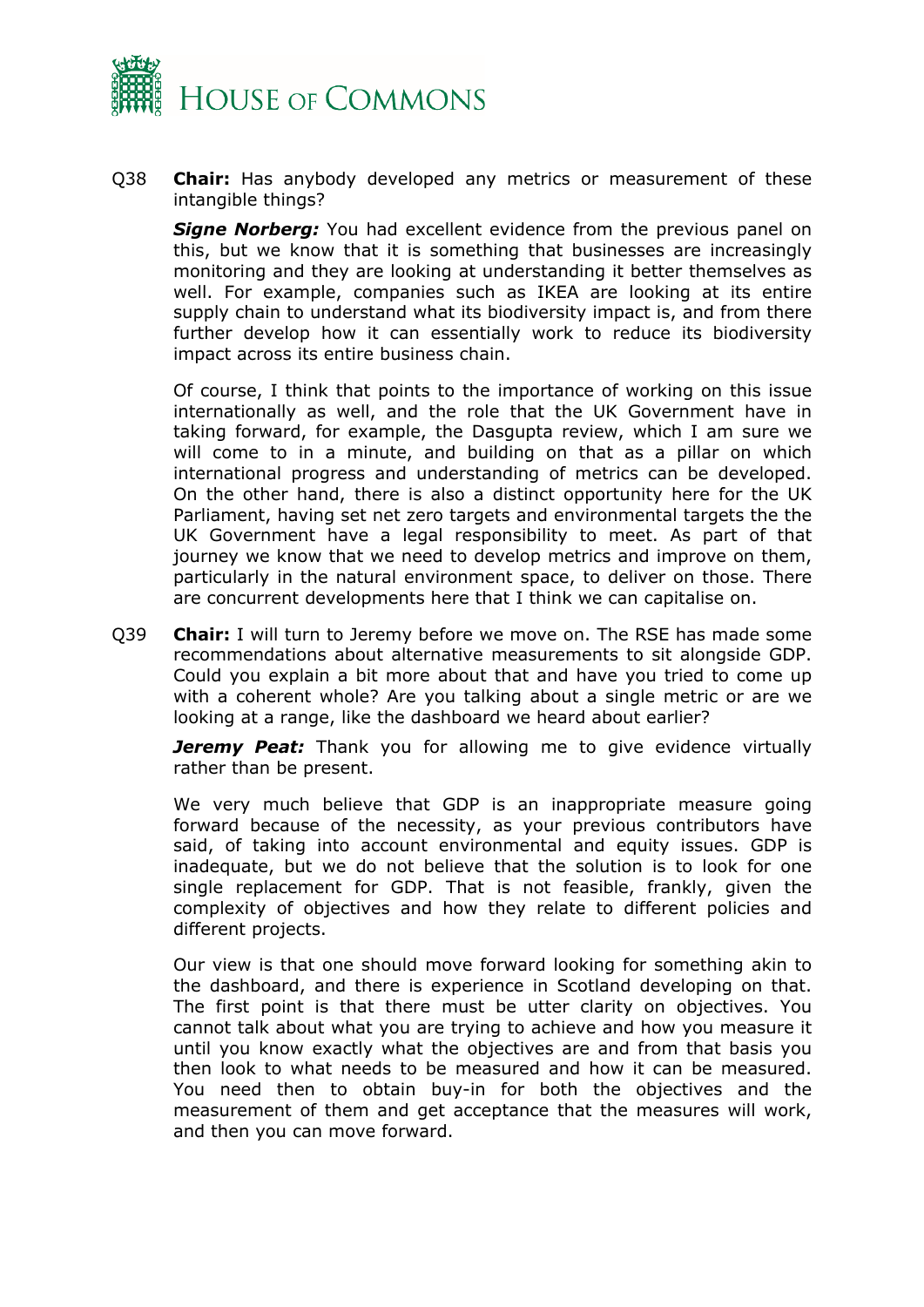Q38 **Chair:** Has anybody developed any metrics or measurement of these intangible things?

***Signe Norberg:*** You had excellent evidence from the previous panel on this, but we know that it is something that businesses are increasingly monitoring and they are looking at understanding it better themselves as well. For example, companies such as IKEA are looking at its entire supply chain to understand what its biodiversity impact is, and from there further develop how it can essentially work to reduce its biodiversity impact across its entire business chain.

Of course, I think that points to the importance of working on this issue internationally as well, and the role that the UK Government have in taking forward, for example, the Dasgupta review, which I am sure we will come to in a minute, and building on that as a pillar on which international progress and understanding of metrics can be developed. On the other hand, there is also a distinct opportunity here for the UK Parliament, having set net zero targets and environmental targets the the UK Government have a legal responsibility to meet. As part of that journey we know that we need to develop metrics and improve on them, particularly in the natural environment space, to deliver on those. There are concurrent developments here that I think we can capitalise on.

Q39 **Chair:** I will turn to Jeremy before we move on. The RSE has made some recommendations about alternative measurements to sit alongside GDP. Could you explain a bit more about that and have you tried to come up with a coherent whole? Are you talking about a single metric or are we looking at a range, like the dashboard we heard about earlier?

***Jeremy Peat:*** Thank you for allowing me to give evidence virtually rather than be present.

We very much believe that GDP is an inappropriate measure going forward because of the necessity, as your previous contributors have said, of taking into account environmental and equity issues. GDP is inadequate, but we do not believe that the solution is to look for one single replacement for GDP. That is not feasible, frankly, given the complexity of objectives and how they relate to different policies and different projects.

Our view is that one should move forward looking for something akin to the dashboard, and there is experience in Scotland developing on that. The first point is that there must be utter clarity on objectives. You cannot talk about what you are trying to achieve and how you measure it until you know exactly what the objectives are and from that basis you then look to what needs to be measured and how it can be measured. You need then to obtain buy-in for both the objectives and the measurement of them and get acceptance that the measures will work, and then you can move forward.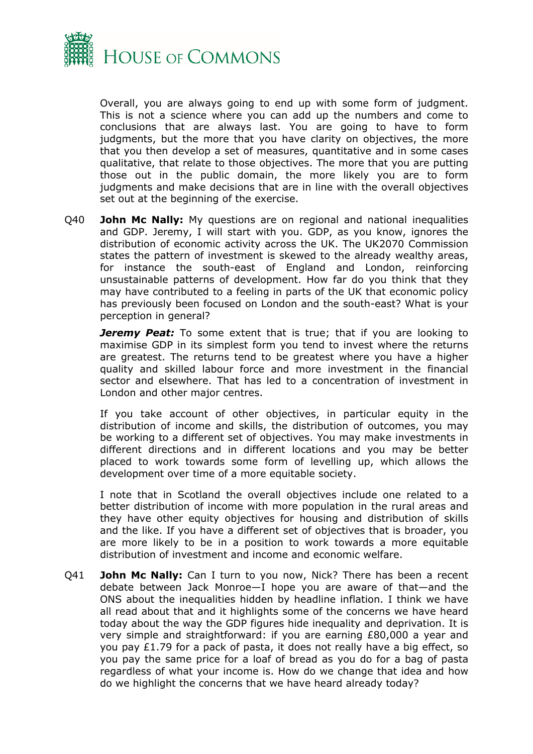Overall, you are always going to end up with some form of judgment. This is not a science where you can add up the numbers and come to conclusions that are always last. You are going to have to form judgments, but the more that you have clarity on objectives, the more that you then develop a set of measures, quantitative and in some cases qualitative, that relate to those objectives. The more that you are putting those out in the public domain, the more likely you are to form judgments and make decisions that are in line with the overall objectives set out at the beginning of the exercise.

Q40 **John Mc Nally:** My questions are on regional and national inequalities and GDP. Jeremy, I will start with you. GDP, as you know, ignores the distribution of economic activity across the UK. The UK2070 Commission states the pattern of investment is skewed to the already wealthy areas, for instance the south-east of England and London, reinforcing unsustainable patterns of development. How far do you think that they may have contributed to a feeling in parts of the UK that economic policy has previously been focused on London and the south-east? What is your perception in general?

***Jeremy Peat:*** To some extent that is true; that if you are looking to maximise GDP in its simplest form you tend to invest where the returns are greatest. The returns tend to be greatest where you have a higher quality and skilled labour force and more investment in the financial sector and elsewhere. That has led to a concentration of investment in London and other major centres.

If you take account of other objectives, in particular equity in the distribution of income and skills, the distribution of outcomes, you may be working to a different set of objectives. You may make investments in different directions and in different locations and you may be better placed to work towards some form of levelling up, which allows the development over time of a more equitable society.

I note that in Scotland the overall objectives include one related to a better distribution of income with more population in the rural areas and they have other equity objectives for housing and distribution of skills and the like. If you have a different set of objectives that is broader, you are more likely to be in a position to work towards a more equitable distribution of investment and income and economic welfare.

Q41 **John Mc Nally:** Can I turn to you now, Nick? There has been a recent debate between Jack Monroe—I hope you are aware of that—and the ONS about the inequalities hidden by headline inflation. I think we have all read about that and it highlights some of the concerns we have heard today about the way the GDP figures hide inequality and deprivation. It is very simple and straightforward: if you are earning £80,000 a year and you pay £1.79 for a pack of pasta, it does not really have a big effect, so you pay the same price for a loaf of bread as you do for a bag of pasta regardless of what your income is. How do we change that idea and how do we highlight the concerns that we have heard already today?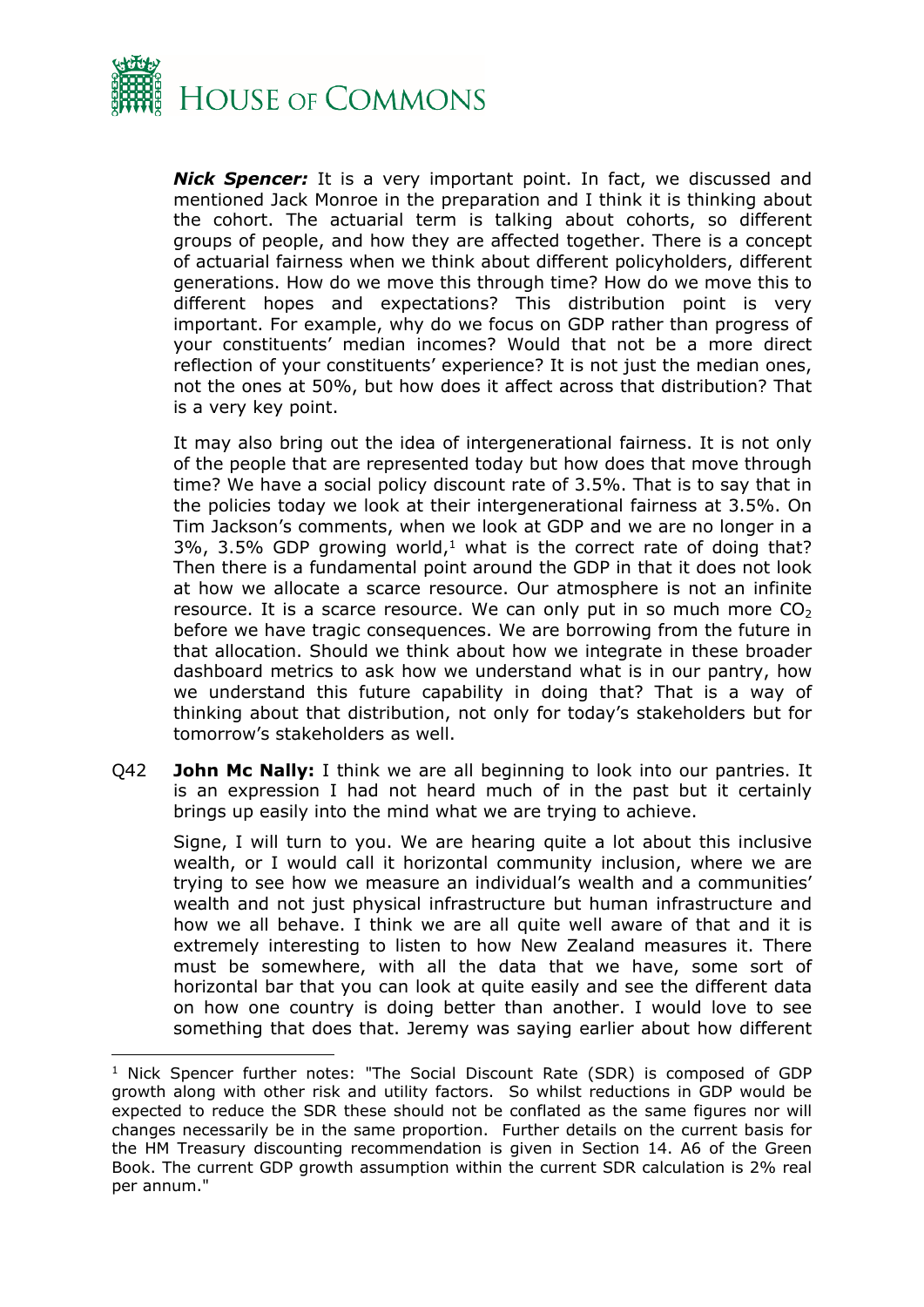***Nick Spencer:*** It is a very important point. In fact, we discussed and mentioned Jack Monroe in the preparation and I think it is thinking about the cohort. The actuarial term is talking about cohorts, so different groups of people, and how they are affected together. There is a concept of actuarial fairness when we think about different policyholders, different generations. How do we move this through time? How do we move this to different hopes and expectations? This distribution point is very important. For example, why do we focus on GDP rather than progress of your constituents' median incomes? Would that not be a more direct reflection of your constituents' experience? It is not just the median ones, not the ones at 50%, but how does it affect across that distribution? That is a very key point.

It may also bring out the idea of intergenerational fairness. It is not only of the people that are represented today but how does that move through time? We have a social policy discount rate of 3.5%. That is to say that in the policies today we look at their intergenerational fairness at 3.5%. On Tim Jackson's comments, when we look at GDP and we are no longer in a 3%, 3.5% GDP growing world,[1] what is the correct rate of doing that? Then there is a fundamental point around the GDP in that it does not look at how we allocate a scarce resource. Our atmosphere is not an infinite resource. It is a scarce resource. We can only put in so much more $CO_2$ before we have tragic consequences. We are borrowing from the future in that allocation. Should we think about how we integrate in these broader dashboard metrics to ask how we understand what is in our pantry, how we understand this future capability in doing that? That is a way of thinking about that distribution, not only for today's stakeholders but for tomorrow's stakeholders as well.

Q42 **John Mc Nally:** I think we are all beginning to look into our pantries. It is an expression I had not heard much of in the past but it certainly brings up easily into the mind what we are trying to achieve.

Signe, I will turn to you. We are hearing quite a lot about this inclusive wealth, or I would call it horizontal community inclusion, where we are trying to see how we measure an individual's wealth and a communities' wealth and not just physical infrastructure but human infrastructure and how we all behave. I think we are all quite well aware of that and it is extremely interesting to listen to how New Zealand measures it. There must be somewhere, with all the data that we have, some sort of horizontal bar that you can look at quite easily and see the different data on how one country is doing better than another. I would love to see something that does that. Jeremy was saying earlier about how different

---

[1] Nick Spencer further notes: "The Social Discount Rate (SDR) is composed of GDP growth along with other risk and utility factors. So whilst reductions in GDP would be expected to reduce the SDR these should not be conflated as the same figures nor will changes necessarily be in the same proportion. Further details on the current basis for the HM Treasury discounting recommendation is given in Section 14. A6 of the Green Book. The current GDP growth assumption within the current SDR calculation is 2% real per annum."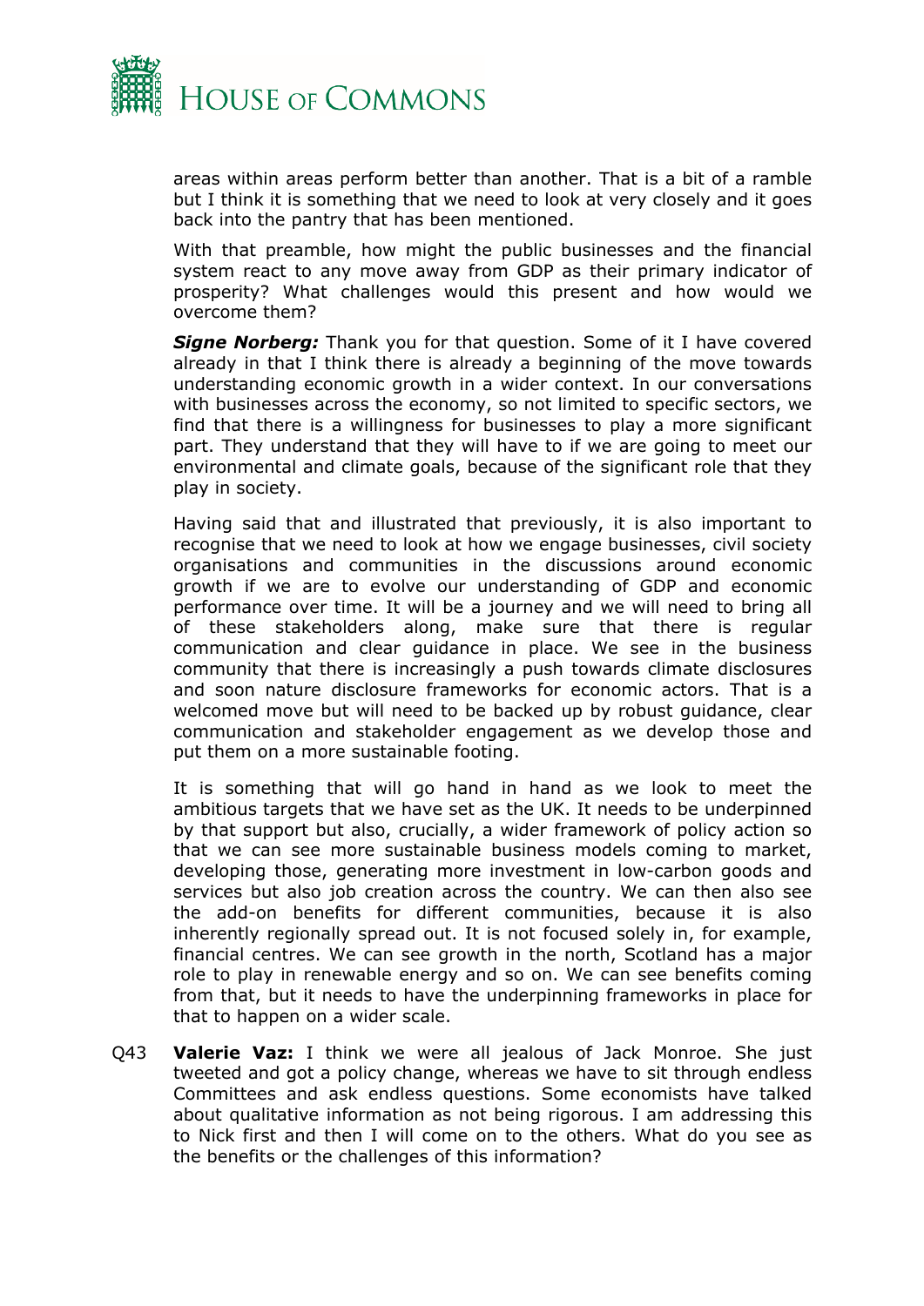areas within areas perform better than another. That is a bit of a ramble but I think it is something that we need to look at very closely and it goes back into the pantry that has been mentioned.

With that preamble, how might the public businesses and the financial system react to any move away from GDP as their primary indicator of prosperity? What challenges would this present and how would we overcome them?

***Signe Norberg:*** Thank you for that question. Some of it I have covered already in that I think there is already a beginning of the move towards understanding economic growth in a wider context. In our conversations with businesses across the economy, so not limited to specific sectors, we find that there is a willingness for businesses to play a more significant part. They understand that they will have to if we are going to meet our environmental and climate goals, because of the significant role that they play in society.

Having said that and illustrated that previously, it is also important to recognise that we need to look at how we engage businesses, civil society organisations and communities in the discussions around economic growth if we are to evolve our understanding of GDP and economic performance over time. It will be a journey and we will need to bring all of these stakeholders along, make sure that there is regular communication and clear guidance in place. We see in the business community that there is increasingly a push towards climate disclosures and soon nature disclosure frameworks for economic actors. That is a welcomed move but will need to be backed up by robust guidance, clear communication and stakeholder engagement as we develop those and put them on a more sustainable footing.

It is something that will go hand in hand as we look to meet the ambitious targets that we have set as the UK. It needs to be underpinned by that support but also, crucially, a wider framework of policy action so that we can see more sustainable business models coming to market, developing those, generating more investment in low-carbon goods and services but also job creation across the country. We can then also see the add-on benefits for different communities, because it is also inherently regionally spread out. It is not focused solely in, for example, financial centres. We can see growth in the north, Scotland has a major role to play in renewable energy and so on. We can see benefits coming from that, but it needs to have the underpinning frameworks in place for that to happen on a wider scale.

Q43 **Valerie Vaz:** I think we were all jealous of Jack Monroe. She just tweeted and got a policy change, whereas we have to sit through endless Committees and ask endless questions. Some economists have talked about qualitative information as not being rigorous. I am addressing this to Nick first and then I will come on to the others. What do you see as the benefits or the challenges of this information?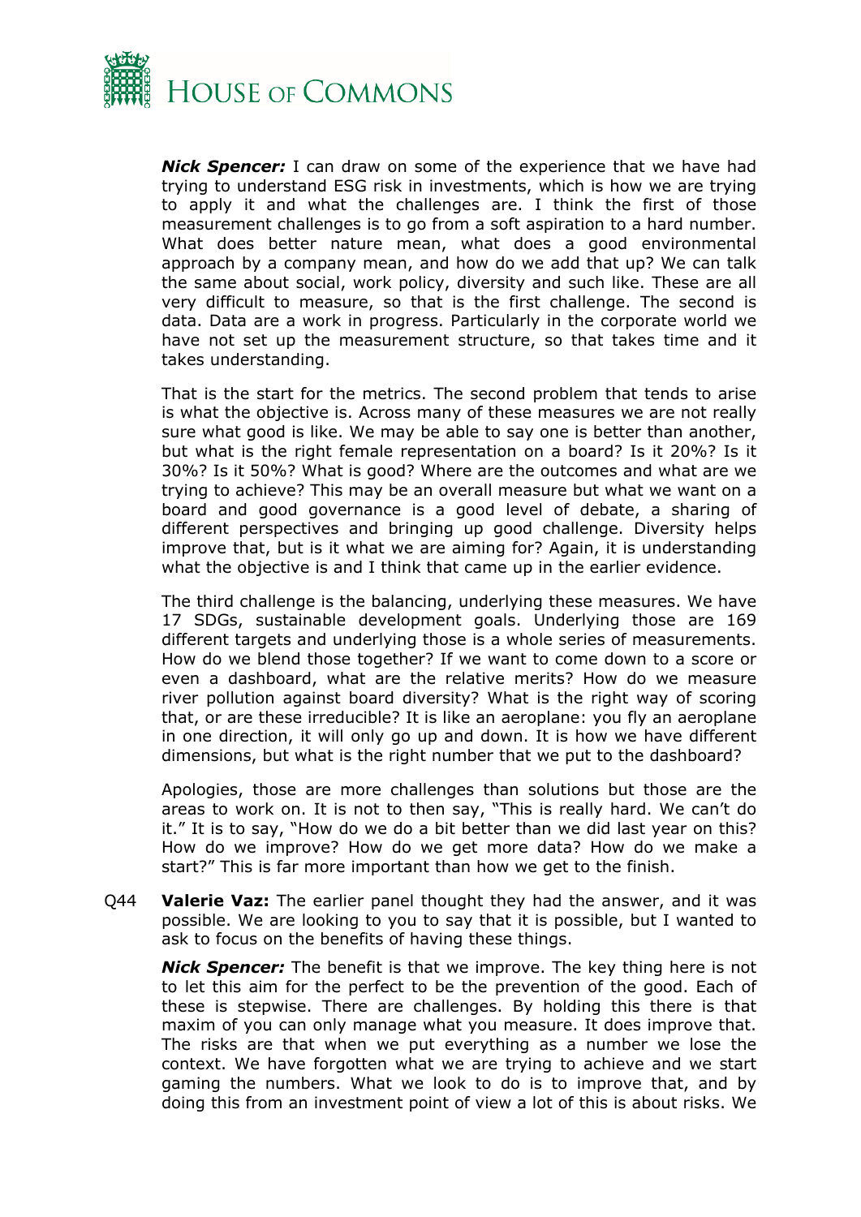***Nick Spencer:*** I can draw on some of the experience that we have had trying to understand ESG risk in investments, which is how we are trying to apply it and what the challenges are. I think the first of those measurement challenges is to go from a soft aspiration to a hard number. What does better nature mean, what does a good environmental approach by a company mean, and how do we add that up? We can talk the same about social, work policy, diversity and such like. These are all very difficult to measure, so that is the first challenge. The second is data. Data are a work in progress. Particularly in the corporate world we have not set up the measurement structure, so that takes time and it takes understanding.

That is the start for the metrics. The second problem that tends to arise is what the objective is. Across many of these measures we are not really sure what good is like. We may be able to say one is better than another, but what is the right female representation on a board? Is it 20%? Is it 30%? Is it 50%? What is good? Where are the outcomes and what are we trying to achieve? This may be an overall measure but what we want on a board and good governance is a good level of debate, a sharing of different perspectives and bringing up good challenge. Diversity helps improve that, but is it what we are aiming for? Again, it is understanding what the objective is and I think that came up in the earlier evidence.

The third challenge is the balancing, underlying these measures. We have 17 SDGs, sustainable development goals. Underlying those are 169 different targets and underlying those is a whole series of measurements. How do we blend those together? If we want to come down to a score or even a dashboard, what are the relative merits? How do we measure river pollution against board diversity? What is the right way of scoring that, or are these irreducible? It is like an aeroplane: you fly an aeroplane in one direction, it will only go up and down. It is how we have different dimensions, but what is the right number that we put to the dashboard?

Apologies, those are more challenges than solutions but those are the areas to work on. It is not to then say, "This is really hard. We can't do it." It is to say, "How do we do a bit better than we did last year on this? How do we improve? How do we get more data? How do we make a start?" This is far more important than how we get to the finish.

Q44 **Valerie Vaz:** The earlier panel thought they had the answer, and it was possible. We are looking to you to say that it is possible, but I wanted to ask to focus on the benefits of having these things.

***Nick Spencer:*** The benefit is that we improve. The key thing here is not to let this aim for the perfect to be the prevention of the good. Each of these is stepwise. There are challenges. By holding this there is that maxim of you can only manage what you measure. It does improve that. The risks are that when we put everything as a number we lose the context. We have forgotten what we are trying to achieve and we start gaming the numbers. What we look to do is to improve that, and by doing this from an investment point of view a lot of this is about risks. We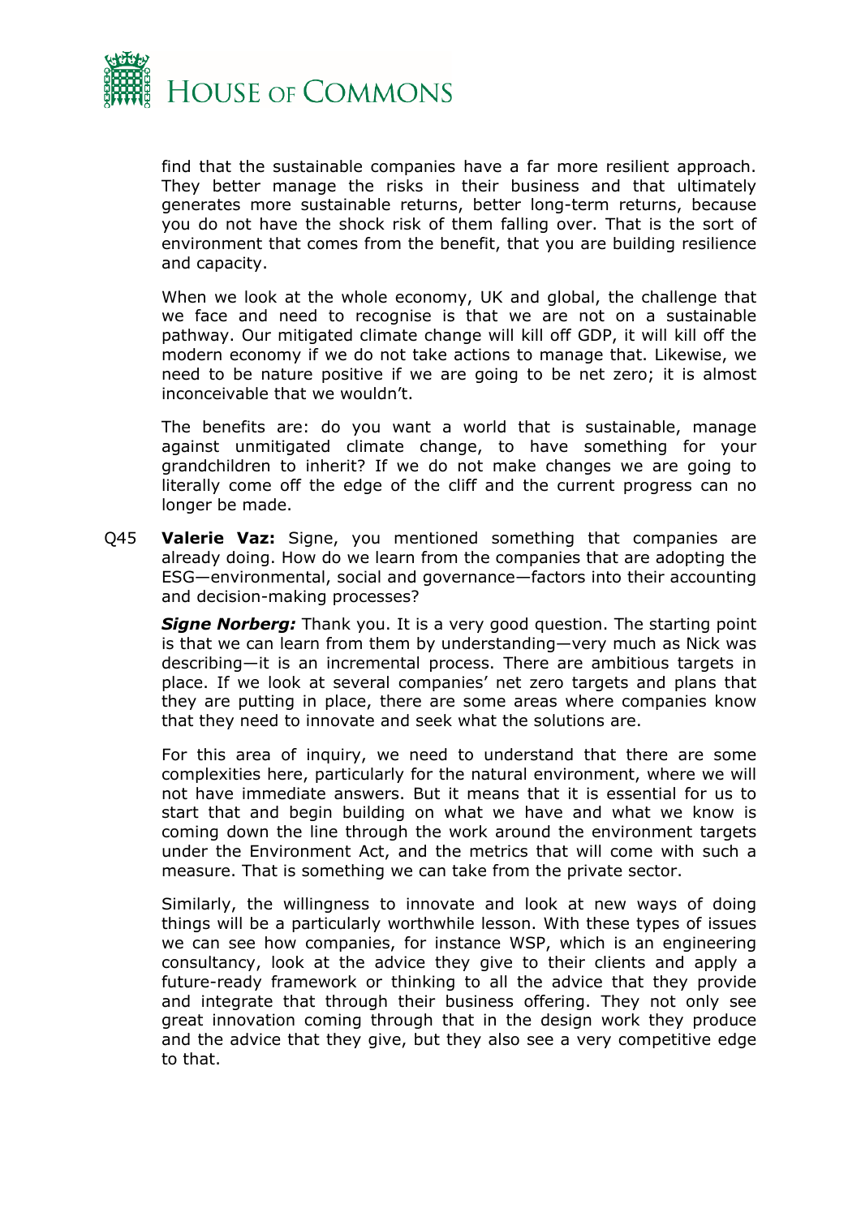find that the sustainable companies have a far more resilient approach. They better manage the risks in their business and that ultimately generates more sustainable returns, better long-term returns, because you do not have the shock risk of them falling over. That is the sort of environment that comes from the benefit, that you are building resilience and capacity.

When we look at the whole economy, UK and global, the challenge that we face and need to recognise is that we are not on a sustainable pathway. Our mitigated climate change will kill off GDP, it will kill off the modern economy if we do not take actions to manage that. Likewise, we need to be nature positive if we are going to be net zero; it is almost inconceivable that we wouldn't.

The benefits are: do you want a world that is sustainable, manage against unmitigated climate change, to have something for your grandchildren to inherit? If we do not make changes we are going to literally come off the edge of the cliff and the current progress can no longer be made.

Q45 **Valerie Vaz:** Signe, you mentioned something that companies are already doing. How do we learn from the companies that are adopting the ESG—environmental, social and governance—factors into their accounting and decision-making processes?

***Signe Norberg:*** Thank you. It is a very good question. The starting point is that we can learn from them by understanding—very much as Nick was describing—it is an incremental process. There are ambitious targets in place. If we look at several companies' net zero targets and plans that they are putting in place, there are some areas where companies know that they need to innovate and seek what the solutions are.

For this area of inquiry, we need to understand that there are some complexities here, particularly for the natural environment, where we will not have immediate answers. But it means that it is essential for us to start that and begin building on what we have and what we know is coming down the line through the work around the environment targets under the Environment Act, and the metrics that will come with such a measure. That is something we can take from the private sector.

Similarly, the willingness to innovate and look at new ways of doing things will be a particularly worthwhile lesson. With these types of issues we can see how companies, for instance WSP, which is an engineering consultancy, look at the advice they give to their clients and apply a future-ready framework or thinking to all the advice that they provide and integrate that through their business offering. They not only see great innovation coming through that in the design work they produce and the advice that they give, but they also see a very competitive edge to that.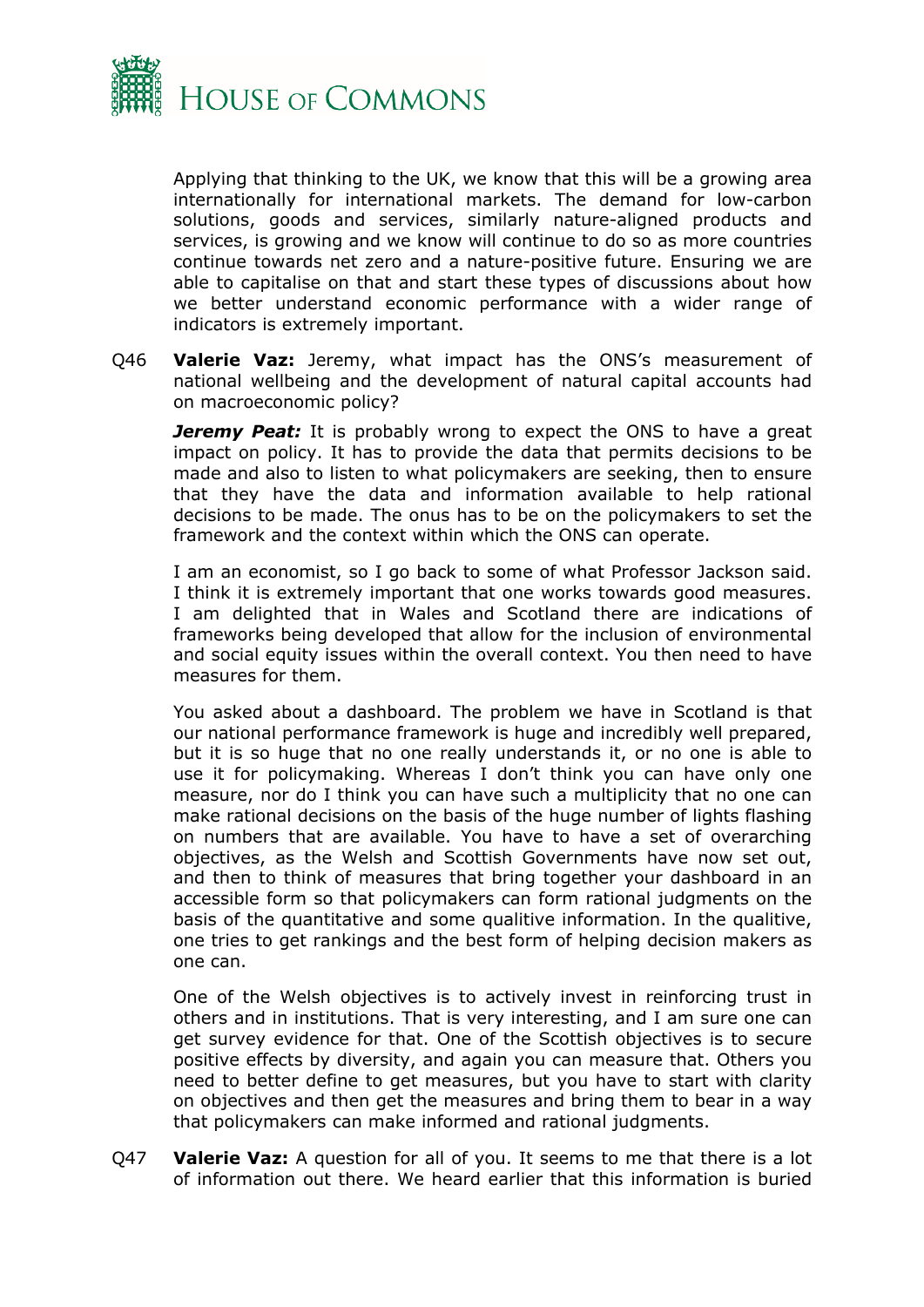Applying that thinking to the UK, we know that this will be a growing area internationally for international markets. The demand for low-carbon solutions, goods and services, similarly nature-aligned products and services, is growing and we know will continue to do so as more countries continue towards net zero and a nature-positive future. Ensuring we are able to capitalise on that and start these types of discussions about how we better understand economic performance with a wider range of indicators is extremely important.

Q46 **Valerie Vaz:** Jeremy, what impact has the ONS's measurement of national wellbeing and the development of natural capital accounts had on macroeconomic policy?

***Jeremy Peat:*** It is probably wrong to expect the ONS to have a great impact on policy. It has to provide the data that permits decisions to be made and also to listen to what policymakers are seeking, then to ensure that they have the data and information available to help rational decisions to be made. The onus has to be on the policymakers to set the framework and the context within which the ONS can operate.

I am an economist, so I go back to some of what Professor Jackson said. I think it is extremely important that one works towards good measures. I am delighted that in Wales and Scotland there are indications of frameworks being developed that allow for the inclusion of environmental and social equity issues within the overall context. You then need to have measures for them.

You asked about a dashboard. The problem we have in Scotland is that our national performance framework is huge and incredibly well prepared, but it is so huge that no one really understands it, or no one is able to use it for policymaking. Whereas I don't think you can have only one measure, nor do I think you can have such a multiplicity that no one can make rational decisions on the basis of the huge number of lights flashing on numbers that are available. You have to have a set of overarching objectives, as the Welsh and Scottish Governments have now set out, and then to think of measures that bring together your dashboard in an accessible form so that policymakers can form rational judgments on the basis of the quantitative and some qualitive information. In the qualitive, one tries to get rankings and the best form of helping decision makers as one can.

One of the Welsh objectives is to actively invest in reinforcing trust in others and in institutions. That is very interesting, and I am sure one can get survey evidence for that. One of the Scottish objectives is to secure positive effects by diversity, and again you can measure that. Others you need to better define to get measures, but you have to start with clarity on objectives and then get the measures and bring them to bear in a way that policymakers can make informed and rational judgments.

Q47 **Valerie Vaz:** A question for all of you. It seems to me that there is a lot of information out there. We heard earlier that this information is buried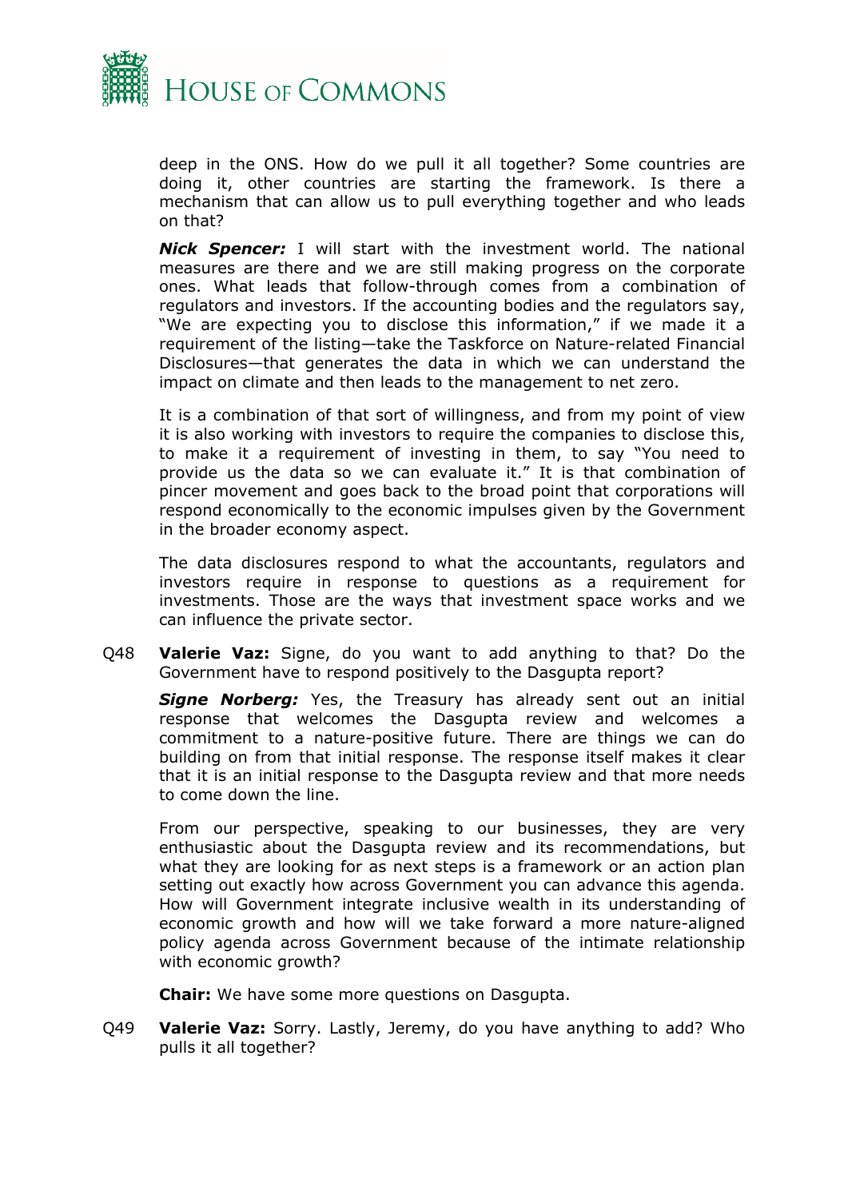deep in the ONS. How do we pull it all together? Some countries are doing it, other countries are starting the framework. Is there a mechanism that can allow us to pull everything together and who leads on that?

***Nick Spencer:*** I will start with the investment world. The national measures are there and we are still making progress on the corporate ones. What leads that follow-through comes from a combination of regulators and investors. If the accounting bodies and the regulators say, "We are expecting you to disclose this information," if we made it a requirement of the listing—take the Taskforce on Nature-related Financial Disclosures—that generates the data in which we can understand the impact on climate and then leads to the management to net zero.

It is a combination of that sort of willingness, and from my point of view it is also working with investors to require the companies to disclose this, to make it a requirement of investing in them, to say "You need to provide us the data so we can evaluate it." It is that combination of pincer movement and goes back to the broad point that corporations will respond economically to the economic impulses given by the Government in the broader economy aspect.

The data disclosures respond to what the accountants, regulators and investors require in response to questions as a requirement for investments. Those are the ways that investment space works and we can influence the private sector.

Q48 **Valerie Vaz:** Signe, do you want to add anything to that? Do the Government have to respond positively to the Dasgupta report?

***Signe Norberg:*** Yes, the Treasury has already sent out an initial response that welcomes the Dasgupta review and welcomes a commitment to a nature-positive future. There are things we can do building on from that initial response. The response itself makes it clear that it is an initial response to the Dasgupta review and that more needs to come down the line.

From our perspective, speaking to our businesses, they are very enthusiastic about the Dasgupta review and its recommendations, but what they are looking for as next steps is a framework or an action plan setting out exactly how across Government you can advance this agenda. How will Government integrate inclusive wealth in its understanding of economic growth and how will we take forward a more nature-aligned policy agenda across Government because of the intimate relationship with economic growth?

**Chair:** We have some more questions on Dasgupta.

Q49 **Valerie Vaz:** Sorry. Lastly, Jeremy, do you have anything to add? Who pulls it all together?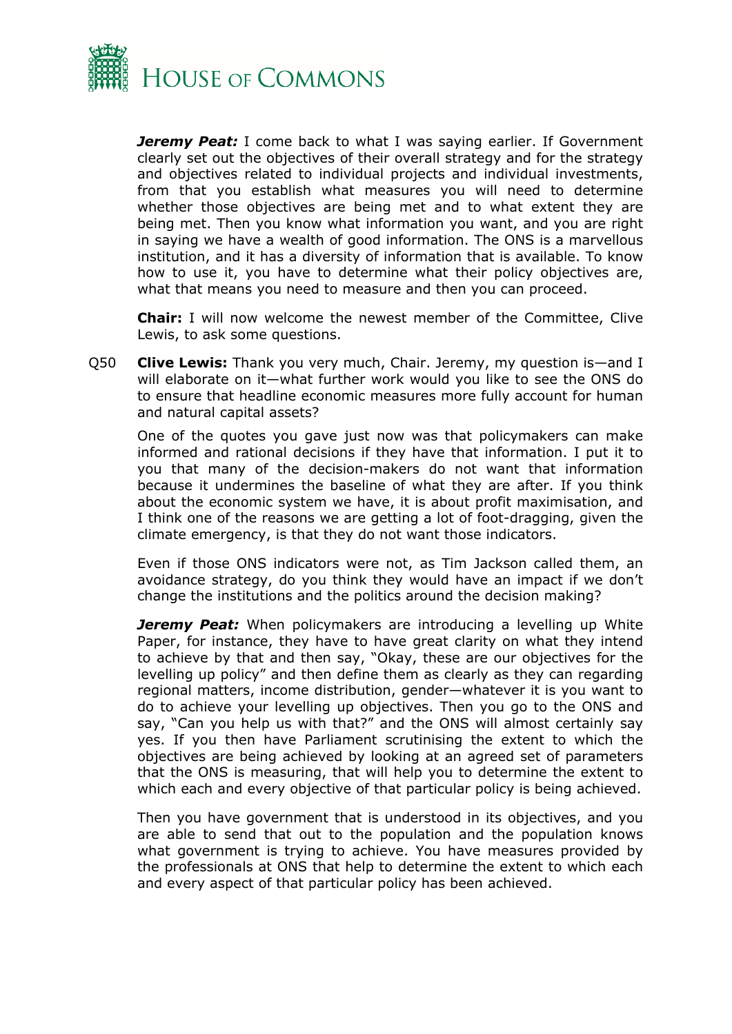***Jeremy Peat:*** I come back to what I was saying earlier. If Government clearly set out the objectives of their overall strategy and for the strategy and objectives related to individual projects and individual investments, from that you establish what measures you will need to determine whether those objectives are being met and to what extent they are being met. Then you know what information you want, and you are right in saying we have a wealth of good information. The ONS is a marvellous institution, and it has a diversity of information that is available. To know how to use it, you have to determine what their policy objectives are, what that means you need to measure and then you can proceed.

**Chair:** I will now welcome the newest member of the Committee, Clive Lewis, to ask some questions.

Q50 **Clive Lewis:** Thank you very much, Chair. Jeremy, my question is—and I will elaborate on it—what further work would you like to see the ONS do to ensure that headline economic measures more fully account for human and natural capital assets?

One of the quotes you gave just now was that policymakers can make informed and rational decisions if they have that information. I put it to you that many of the decision-makers do not want that information because it undermines the baseline of what they are after. If you think about the economic system we have, it is about profit maximisation, and I think one of the reasons we are getting a lot of foot-dragging, given the climate emergency, is that they do not want those indicators.

Even if those ONS indicators were not, as Tim Jackson called them, an avoidance strategy, do you think they would have an impact if we don't change the institutions and the politics around the decision making?

***Jeremy Peat:*** When policymakers are introducing a levelling up White Paper, for instance, they have to have great clarity on what they intend to achieve by that and then say, "Okay, these are our objectives for the levelling up policy" and then define them as clearly as they can regarding regional matters, income distribution, gender—whatever it is you want to do to achieve your levelling up objectives. Then you go to the ONS and say, "Can you help us with that?" and the ONS will almost certainly say yes. If you then have Parliament scrutinising the extent to which the objectives are being achieved by looking at an agreed set of parameters that the ONS is measuring, that will help you to determine the extent to which each and every objective of that particular policy is being achieved.

Then you have government that is understood in its objectives, and you are able to send that out to the population and the population knows what government is trying to achieve. You have measures provided by the professionals at ONS that help to determine the extent to which each and every aspect of that particular policy has been achieved.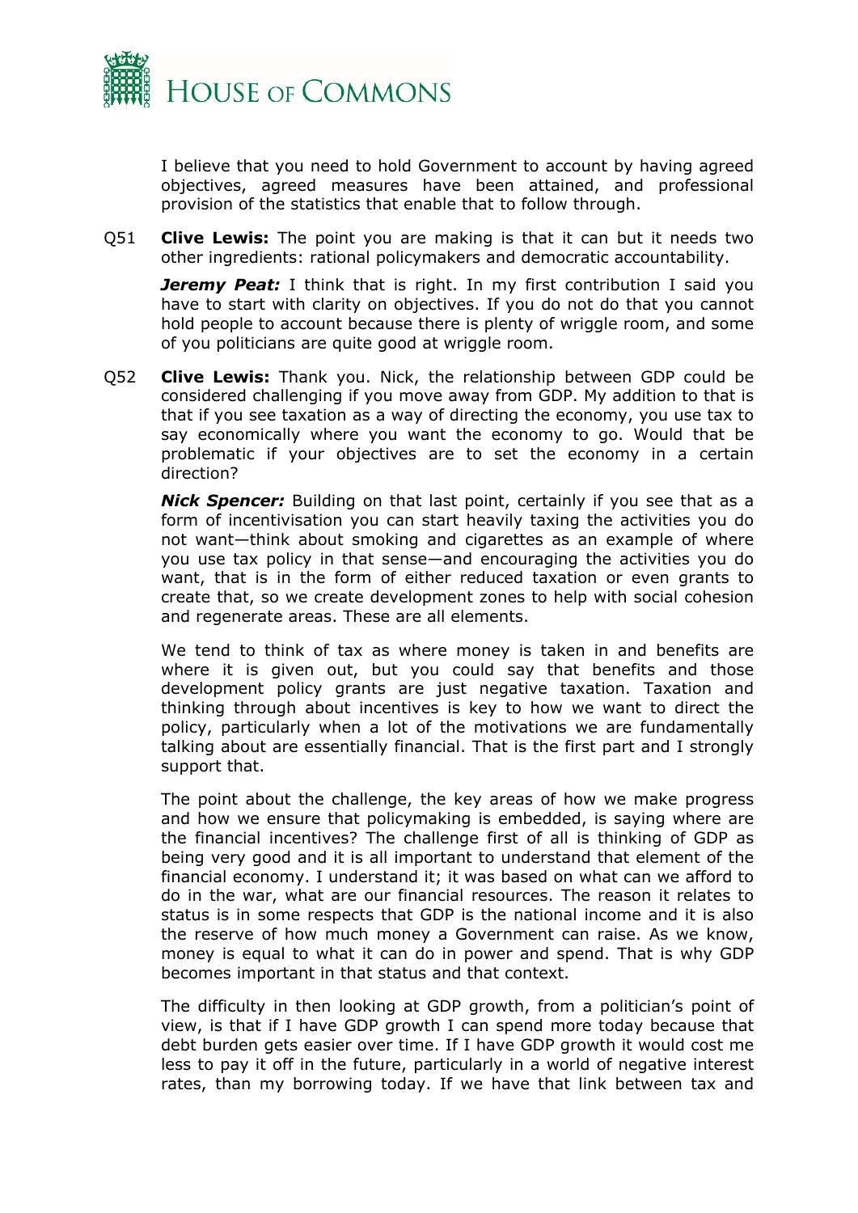I believe that you need to hold Government to account by having agreed objectives, agreed measures have been attained, and professional provision of the statistics that enable that to follow through.

Q51 **Clive Lewis:** The point you are making is that it can but it needs two other ingredients: rational policymakers and democratic accountability.

***Jeremy Peat:*** I think that is right. In my first contribution I said you have to start with clarity on objectives. If you do not do that you cannot hold people to account because there is plenty of wriggle room, and some of you politicians are quite good at wriggle room.

Q52 **Clive Lewis:** Thank you. Nick, the relationship between GDP could be considered challenging if you move away from GDP. My addition to that is that if you see taxation as a way of directing the economy, you use tax to say economically where you want the economy to go. Would that be problematic if your objectives are to set the economy in a certain direction?

***Nick Spencer:*** Building on that last point, certainly if you see that as a form of incentivisation you can start heavily taxing the activities you do not want—think about smoking and cigarettes as an example of where you use tax policy in that sense—and encouraging the activities you do want, that is in the form of either reduced taxation or even grants to create that, so we create development zones to help with social cohesion and regenerate areas. These are all elements.

We tend to think of tax as where money is taken in and benefits are where it is given out, but you could say that benefits and those development policy grants are just negative taxation. Taxation and thinking through about incentives is key to how we want to direct the policy, particularly when a lot of the motivations we are fundamentally talking about are essentially financial. That is the first part and I strongly support that.

The point about the challenge, the key areas of how we make progress and how we ensure that policymaking is embedded, is saying where are the financial incentives? The challenge first of all is thinking of GDP as being very good and it is all important to understand that element of the financial economy. I understand it; it was based on what can we afford to do in the war, what are our financial resources. The reason it relates to status is in some respects that GDP is the national income and it is also the reserve of how much money a Government can raise. As we know, money is equal to what it can do in power and spend. That is why GDP becomes important in that status and that context.

The difficulty in then looking at GDP growth, from a politician's point of view, is that if I have GDP growth I can spend more today because that debt burden gets easier over time. If I have GDP growth it would cost me less to pay it off in the future, particularly in a world of negative interest rates, than my borrowing today. If we have that link between tax and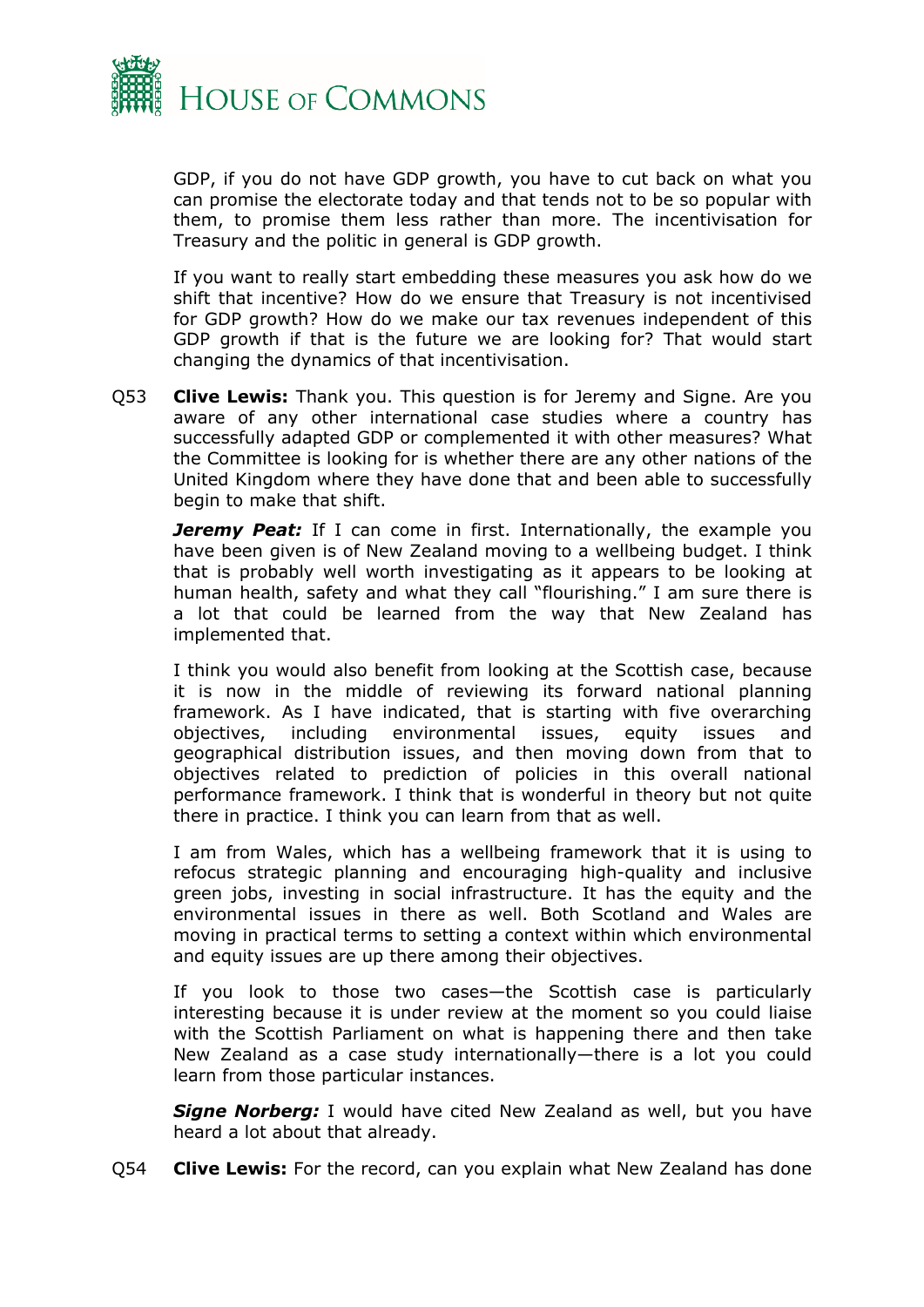GDP, if you do not have GDP growth, you have to cut back on what you can promise the electorate today and that tends not to be so popular with them, to promise them less rather than more. The incentivisation for Treasury and the politic in general is GDP growth.

If you want to really start embedding these measures you ask how do we shift that incentive? How do we ensure that Treasury is not incentivised for GDP growth? How do we make our tax revenues independent of this GDP growth if that is the future we are looking for? That would start changing the dynamics of that incentivisation.

Q53 **Clive Lewis:** Thank you. This question is for Jeremy and Signe. Are you aware of any other international case studies where a country has successfully adapted GDP or complemented it with other measures? What the Committee is looking for is whether there are any other nations of the United Kingdom where they have done that and been able to successfully begin to make that shift.

***Jeremy Peat:*** If I can come in first. Internationally, the example you have been given is of New Zealand moving to a wellbeing budget. I think that is probably well worth investigating as it appears to be looking at human health, safety and what they call "flourishing." I am sure there is a lot that could be learned from the way that New Zealand has implemented that.

I think you would also benefit from looking at the Scottish case, because it is now in the middle of reviewing its forward national planning framework. As I have indicated, that is starting with five overarching objectives, including environmental issues, equity issues and geographical distribution issues, and then moving down from that to objectives related to prediction of policies in this overall national performance framework. I think that is wonderful in theory but not quite there in practice. I think you can learn from that as well.

I am from Wales, which has a wellbeing framework that it is using to refocus strategic planning and encouraging high-quality and inclusive green jobs, investing in social infrastructure. It has the equity and the environmental issues in there as well. Both Scotland and Wales are moving in practical terms to setting a context within which environmental and equity issues are up there among their objectives.

If you look to those two cases—the Scottish case is particularly interesting because it is under review at the moment so you could liaise with the Scottish Parliament on what is happening there and then take New Zealand as a case study internationally—there is a lot you could learn from those particular instances.

***Signe Norberg:*** I would have cited New Zealand as well, but you have heard a lot about that already.

Q54 **Clive Lewis:** For the record, can you explain what New Zealand has done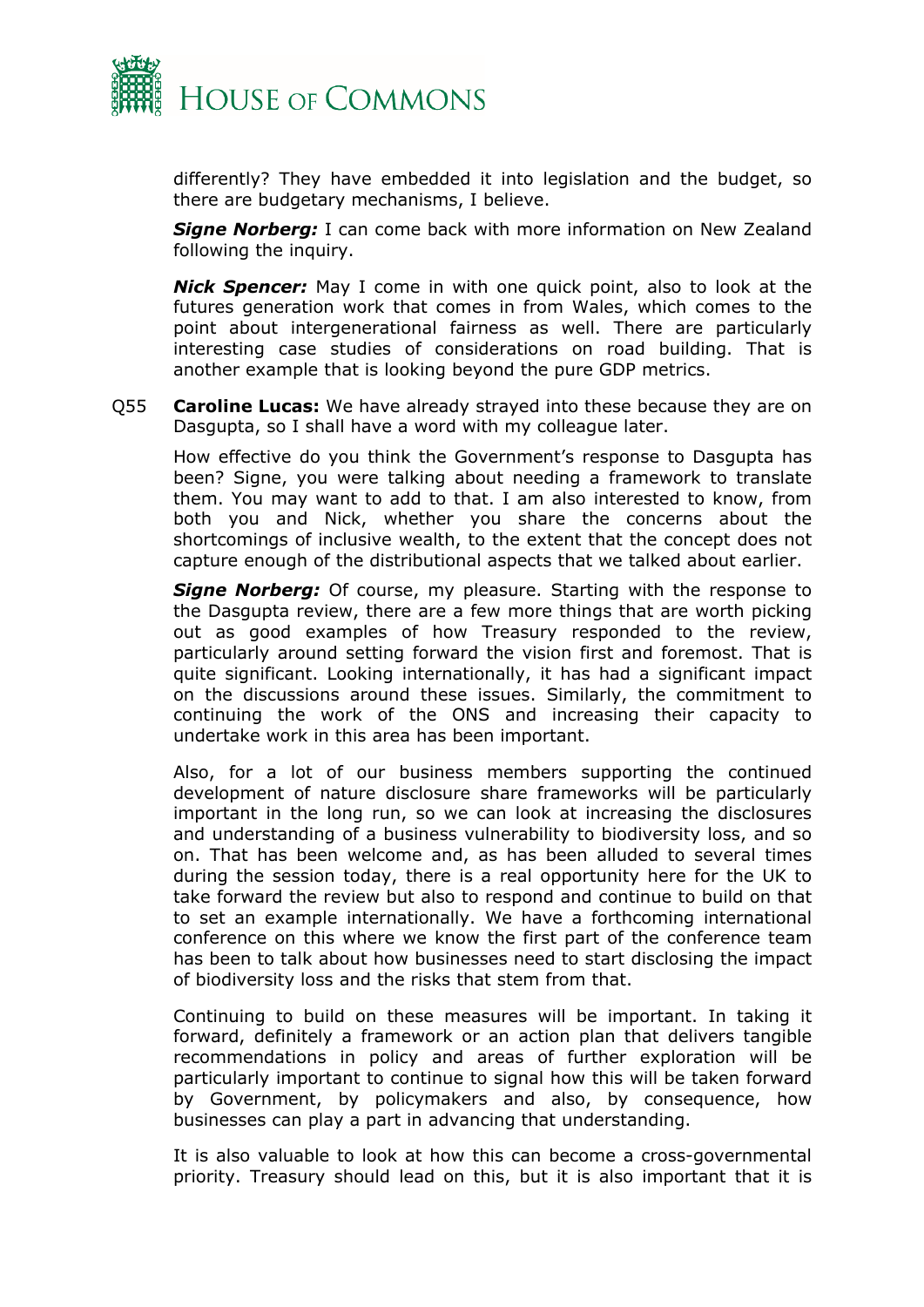differently? They have embedded it into legislation and the budget, so there are budgetary mechanisms, I believe.

***Signe Norberg:*** I can come back with more information on New Zealand following the inquiry.

***Nick Spencer:*** May I come in with one quick point, also to look at the futures generation work that comes in from Wales, which comes to the point about intergenerational fairness as well. There are particularly interesting case studies of considerations on road building. That is another example that is looking beyond the pure GDP metrics.

Q55 **Caroline Lucas:** We have already strayed into these because they are on Dasgupta, so I shall have a word with my colleague later.

How effective do you think the Government's response to Dasgupta has been? Signe, you were talking about needing a framework to translate them. You may want to add to that. I am also interested to know, from both you and Nick, whether you share the concerns about the shortcomings of inclusive wealth, to the extent that the concept does not capture enough of the distributional aspects that we talked about earlier.

***Signe Norberg:*** Of course, my pleasure. Starting with the response to the Dasgupta review, there are a few more things that are worth picking out as good examples of how Treasury responded to the review, particularly around setting forward the vision first and foremost. That is quite significant. Looking internationally, it has had a significant impact on the discussions around these issues. Similarly, the commitment to continuing the work of the ONS and increasing their capacity to undertake work in this area has been important.

Also, for a lot of our business members supporting the continued development of nature disclosure share frameworks will be particularly important in the long run, so we can look at increasing the disclosures and understanding of a business vulnerability to biodiversity loss, and so on. That has been welcome and, as has been alluded to several times during the session today, there is a real opportunity here for the UK to take forward the review but also to respond and continue to build on that to set an example internationally. We have a forthcoming international conference on this where we know the first part of the conference team has been to talk about how businesses need to start disclosing the impact of biodiversity loss and the risks that stem from that.

Continuing to build on these measures will be important. In taking it forward, definitely a framework or an action plan that delivers tangible recommendations in policy and areas of further exploration will be particularly important to continue to signal how this will be taken forward by Government, by policymakers and also, by consequence, how businesses can play a part in advancing that understanding.

It is also valuable to look at how this can become a cross-governmental priority. Treasury should lead on this, but it is also important that it is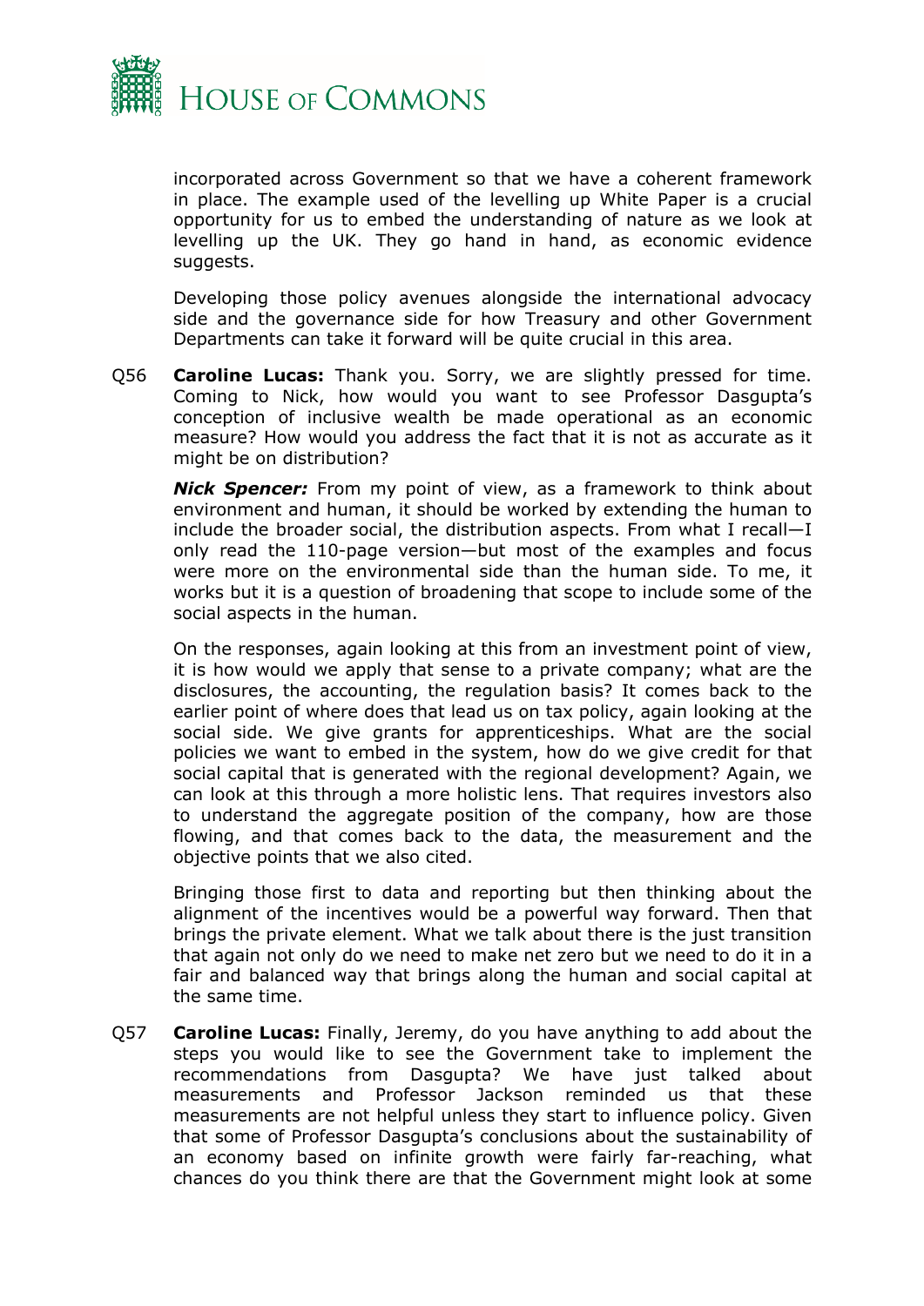incorporated across Government so that we have a coherent framework in place. The example used of the levelling up White Paper is a crucial opportunity for us to embed the understanding of nature as we look at levelling up the UK. They go hand in hand, as economic evidence suggests.

Developing those policy avenues alongside the international advocacy side and the governance side for how Treasury and other Government Departments can take it forward will be quite crucial in this area.

Q56 **Caroline Lucas:** Thank you. Sorry, we are slightly pressed for time. Coming to Nick, how would you want to see Professor Dasgupta's conception of inclusive wealth be made operational as an economic measure? How would you address the fact that it is not as accurate as it might be on distribution?

***Nick Spencer:*** From my point of view, as a framework to think about environment and human, it should be worked by extending the human to include the broader social, the distribution aspects. From what I recall—I only read the 110-page version—but most of the examples and focus were more on the environmental side than the human side. To me, it works but it is a question of broadening that scope to include some of the social aspects in the human.

On the responses, again looking at this from an investment point of view, it is how would we apply that sense to a private company; what are the disclosures, the accounting, the regulation basis? It comes back to the earlier point of where does that lead us on tax policy, again looking at the social side. We give grants for apprenticeships. What are the social policies we want to embed in the system, how do we give credit for that social capital that is generated with the regional development? Again, we can look at this through a more holistic lens. That requires investors also to understand the aggregate position of the company, how are those flowing, and that comes back to the data, the measurement and the objective points that we also cited.

Bringing those first to data and reporting but then thinking about the alignment of the incentives would be a powerful way forward. Then that brings the private element. What we talk about there is the just transition that again not only do we need to make net zero but we need to do it in a fair and balanced way that brings along the human and social capital at the same time.

Q57 **Caroline Lucas:** Finally, Jeremy, do you have anything to add about the steps you would like to see the Government take to implement the recommendations from Dasgupta? We have just talked about measurements and Professor Jackson reminded us that these measurements are not helpful unless they start to influence policy. Given that some of Professor Dasgupta's conclusions about the sustainability of an economy based on infinite growth were fairly far-reaching, what chances do you think there are that the Government might look at some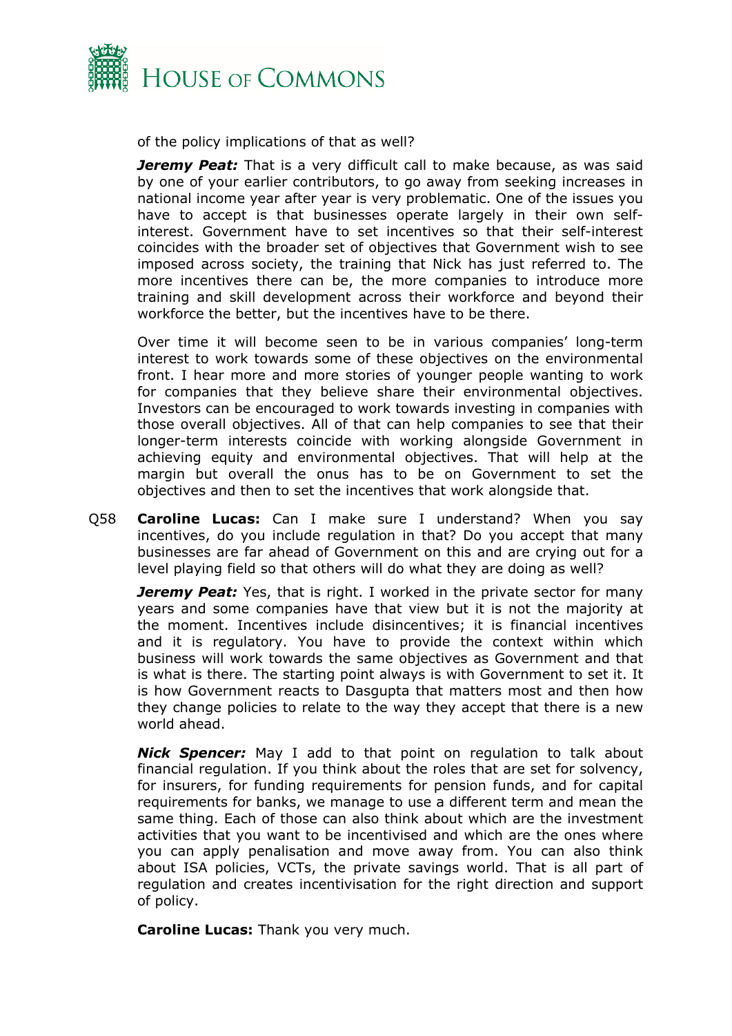of the policy implications of that as well?

***Jeremy Peat:*** That is a very difficult call to make because, as was said by one of your earlier contributors, to go away from seeking increases in national income year after year is very problematic. One of the issues you have to accept is that businesses operate largely in their own self-interest. Government have to set incentives so that their self-interest coincides with the broader set of objectives that Government wish to see imposed across society, the training that Nick has just referred to. The more incentives there can be, the more companies to introduce more training and skill development across their workforce and beyond their workforce the better, but the incentives have to be there.

Over time it will become seen to be in various companies' long-term interest to work towards some of these objectives on the environmental front. I hear more and more stories of younger people wanting to work for companies that they believe share their environmental objectives. Investors can be encouraged to work towards investing in companies with those overall objectives. All of that can help companies to see that their longer-term interests coincide with working alongside Government in achieving equity and environmental objectives. That will help at the margin but overall the onus has to be on Government to set the objectives and then to set the incentives that work alongside that.

Q58 **Caroline Lucas:** Can I make sure I understand? When you say incentives, do you include regulation in that? Do you accept that many businesses are far ahead of Government on this and are crying out for a level playing field so that others will do what they are doing as well?

***Jeremy Peat:*** Yes, that is right. I worked in the private sector for many years and some companies have that view but it is not the majority at the moment. Incentives include disincentives; it is financial incentives and it is regulatory. You have to provide the context within which business will work towards the same objectives as Government and that is what is there. The starting point always is with Government to set it. It is how Government reacts to Dasgupta that matters most and then how they change policies to relate to the way they accept that there is a new world ahead.

***Nick Spencer:*** May I add to that point on regulation to talk about financial regulation. If you think about the roles that are set for solvency, for insurers, for funding requirements for pension funds, and for capital requirements for banks, we manage to use a different term and mean the same thing. Each of those can also think about which are the investment activities that you want to be incentivised and which are the ones where you can apply penalisation and move away from. You can also think about ISA policies, VCTs, the private savings world. That is all part of regulation and creates incentivisation for the right direction and support of policy.

**Caroline Lucas:** Thank you very much.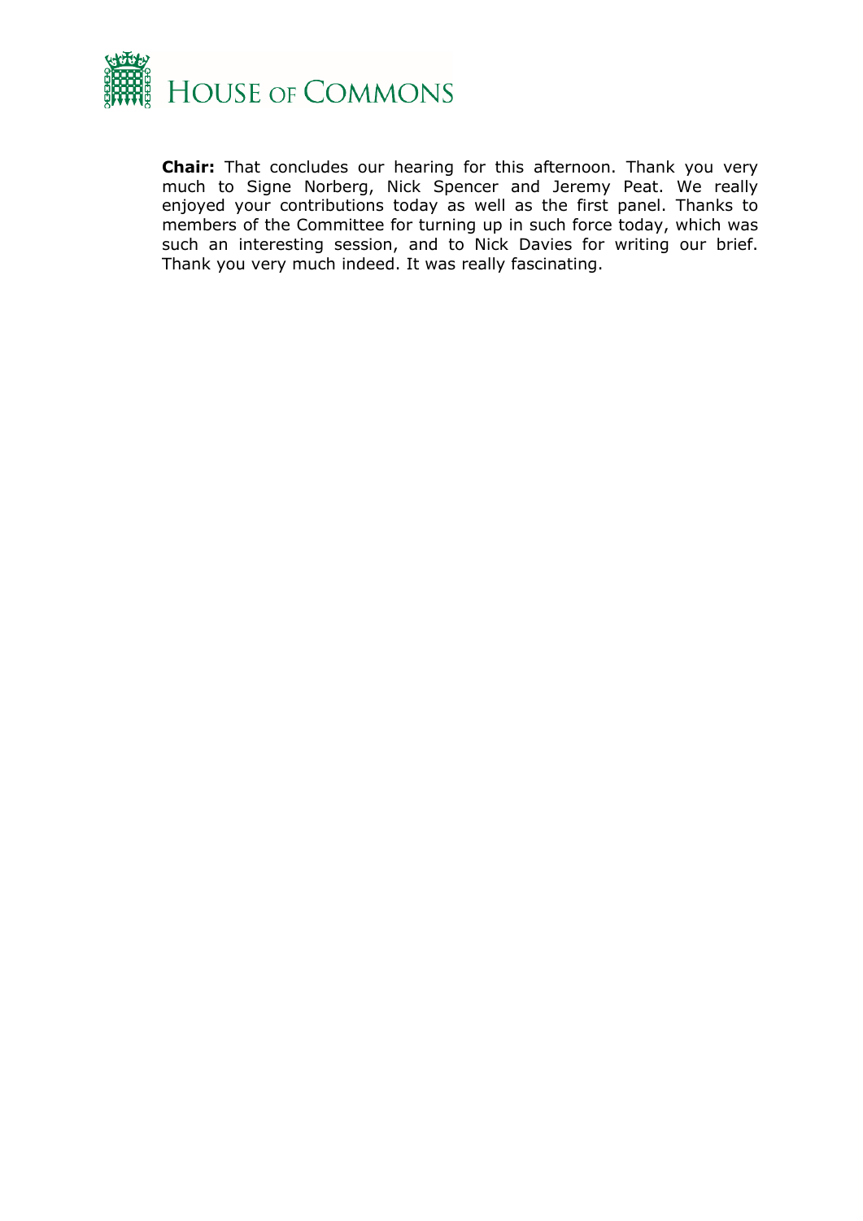**Chair:** That concludes our hearing for this afternoon. Thank you very much to Signe Norberg, Nick Spencer and Jeremy Peat. We really enjoyed your contributions today as well as the first panel. Thanks to members of the Committee for turning up in such force today, which was such an interesting session, and to Nick Davies for writing our brief. Thank you very much indeed. It was really fascinating.